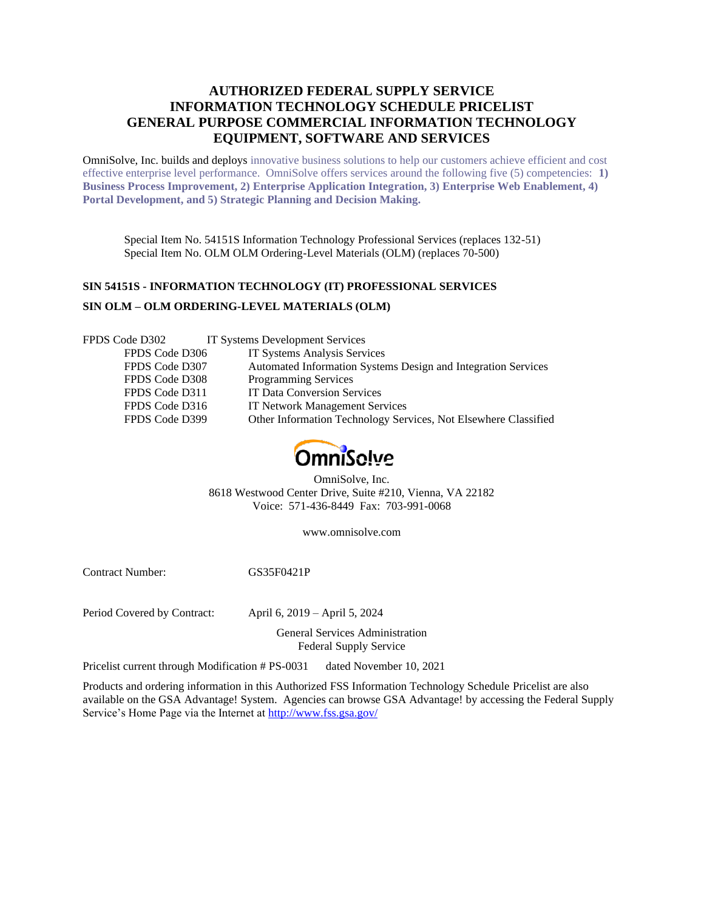# AUTHORIZED FEDERAL SUPPLY SERVICE
# INFORMATION TECHNOLOGY SCHEDULE PRICELIST
# GENERAL PURPOSE COMMERCIAL INFORMATION TECHNOLOGY EQUIPMENT, SOFTWARE AND SERVICES

OmniSolve, Inc. builds and deploys innovative business solutions to help our customers achieve efficient and cost effective enterprise level performance. OmniSolve offers services around the following five (5) competencies: **1) Business Process Improvement, 2) Enterprise Application Integration, 3) Enterprise Web Enablement, 4) Portal Development, and 5) Strategic Planning and Decision Making.**

Special Item No. 54151S Information Technology Professional Services (replaces 132-51)
Special Item No. OLM OLM Ordering-Level Materials (OLM) (replaces 70-500)

**SIN 54151S - INFORMATION TECHNOLOGY (IT) PROFESSIONAL SERVICES**

**SIN OLM – OLM ORDERING-LEVEL MATERIALS (OLM)**

FPDS Code D302 IT Systems Development Services
FPDS Code D306 IT Systems Analysis Services
FPDS Code D307 Automated Information Systems Design and Integration Services
FPDS Code D308 Programming Services
FPDS Code D311 IT Data Conversion Services
FPDS Code D316 IT Network Management Services
FPDS Code D399 Other Information Technology Services, Not Elsewhere Classified

OmniSolve

OmniSolve, Inc.
8618 Westwood Center Drive, Suite #210, Vienna, VA 22182
Voice: 571-436-8449 Fax: 703-991-0068

www.omnisolve.com

Contract Number: GS35F0421P

Period Covered by Contract: April 6, 2019 – April 5, 2024

General Services Administration
Federal Supply Service

Pricelist current through Modification # PS-0031 dated November 10, 2021

Products and ordering information in this Authorized FSS Information Technology Schedule Pricelist are also available on the GSA Advantage! System. Agencies can browse GSA Advantage! by accessing the Federal Supply Service's Home Page via the Internet at http://www.fss.gsa.gov/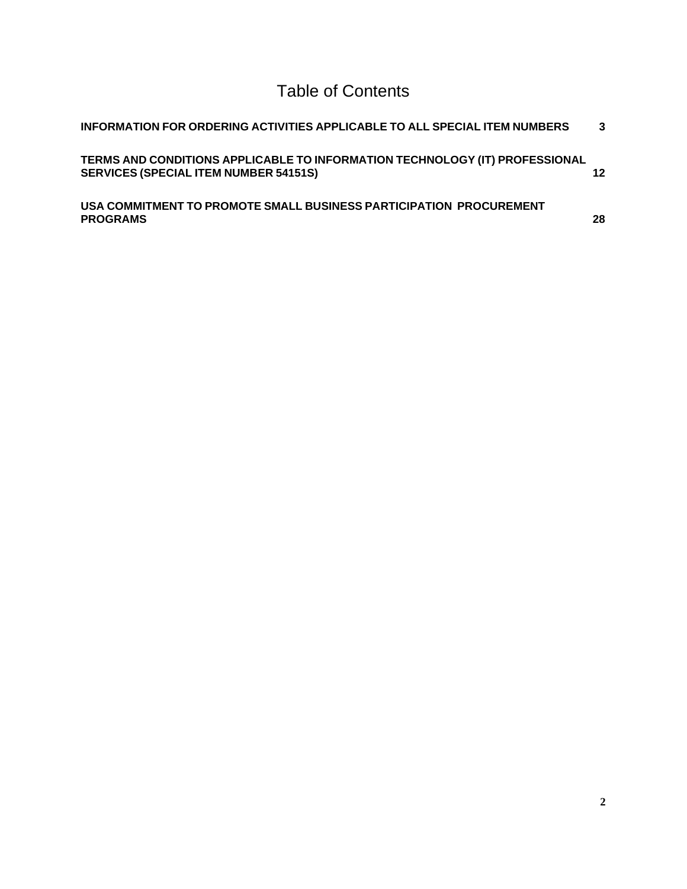# Table of Contents

**INFORMATION FOR ORDERING ACTIVITIES APPLICABLE TO ALL SPECIAL ITEM NUMBERS** **3**

**TERMS AND CONDITIONS APPLICABLE TO INFORMATION TECHNOLOGY (IT) PROFESSIONAL SERVICES (SPECIAL ITEM NUMBER 54151S)** **12**

**USA COMMITMENT TO PROMOTE SMALL BUSINESS PARTICIPATION PROCUREMENT PROGRAMS** **28**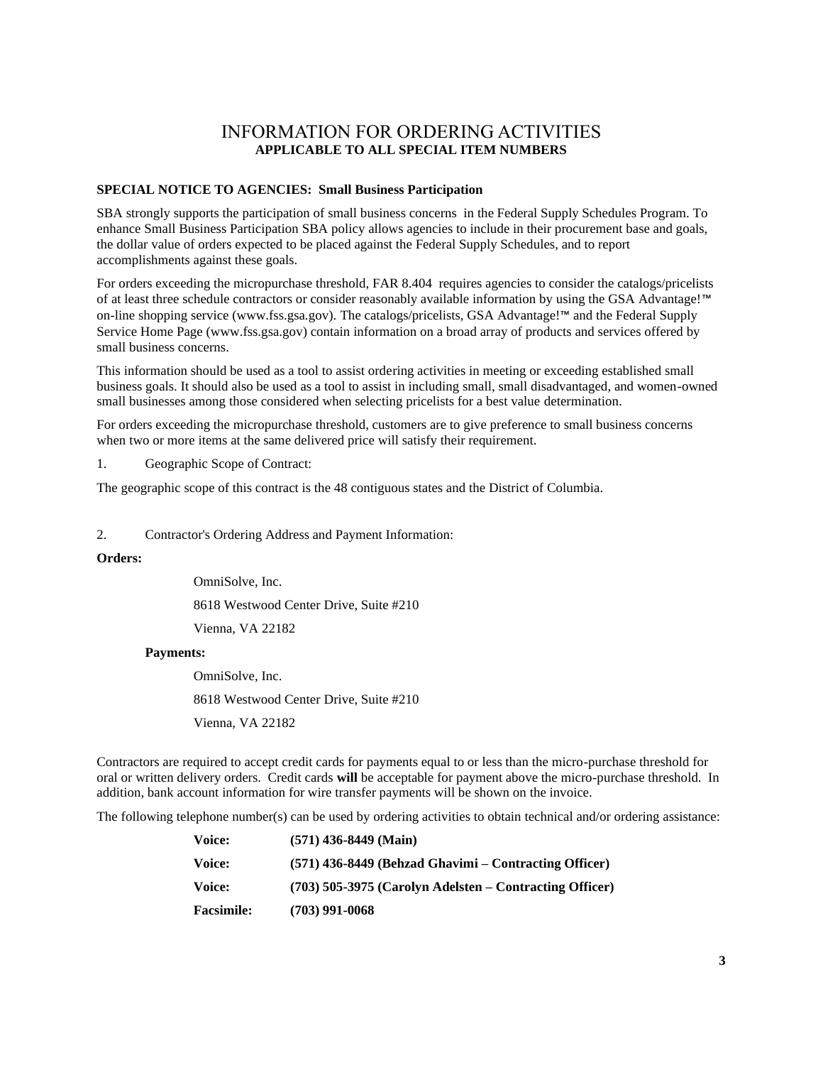# INFORMATION FOR ORDERING ACTIVITIES

**APPLICABLE TO ALL SPECIAL ITEM NUMBERS**

**SPECIAL NOTICE TO AGENCIES: Small Business Participation**

SBA strongly supports the participation of small business concerns in the Federal Supply Schedules Program. To enhance Small Business Participation SBA policy allows agencies to include in their procurement base and goals, the dollar value of orders expected to be placed against the Federal Supply Schedules, and to report accomplishments against these goals.

For orders exceeding the micropurchase threshold, FAR 8.404 requires agencies to consider the catalogs/pricelists of at least three schedule contractors or consider reasonably available information by using the GSA Advantage!™ on-line shopping service (www.fss.gsa.gov). The catalogs/pricelists, GSA Advantage!™ and the Federal Supply Service Home Page (www.fss.gsa.gov) contain information on a broad array of products and services offered by small business concerns.

This information should be used as a tool to assist ordering activities in meeting or exceeding established small business goals. It should also be used as a tool to assist in including small, small disadvantaged, and women-owned small businesses among those considered when selecting pricelists for a best value determination.

For orders exceeding the micropurchase threshold, customers are to give preference to small business concerns when two or more items at the same delivered price will satisfy their requirement.

1. Geographic Scope of Contract:

The geographic scope of this contract is the 48 contiguous states and the District of Columbia.

2. Contractor's Ordering Address and Payment Information:

**Orders:**

OmniSolve, Inc.

8618 Westwood Center Drive, Suite #210

Vienna, VA 22182

**Payments:**

OmniSolve, Inc.

8618 Westwood Center Drive, Suite #210

Vienna, VA 22182

Contractors are required to accept credit cards for payments equal to or less than the micro-purchase threshold for oral or written delivery orders. Credit cards **will** be acceptable for payment above the micro-purchase threshold. In addition, bank account information for wire transfer payments will be shown on the invoice.

The following telephone number(s) can be used by ordering activities to obtain technical and/or ordering assistance:

| | |
|---|---|
| **Voice:** | **(571) 436-8449 (Main)** |
| **Voice:** | **(571) 436-8449 (Behzad Ghavimi – Contracting Officer)** |
| **Voice:** | **(703) 505-3975 (Carolyn Adelsten – Contracting Officer)** |
| **Facsimile:** | **(703) 991-0068** |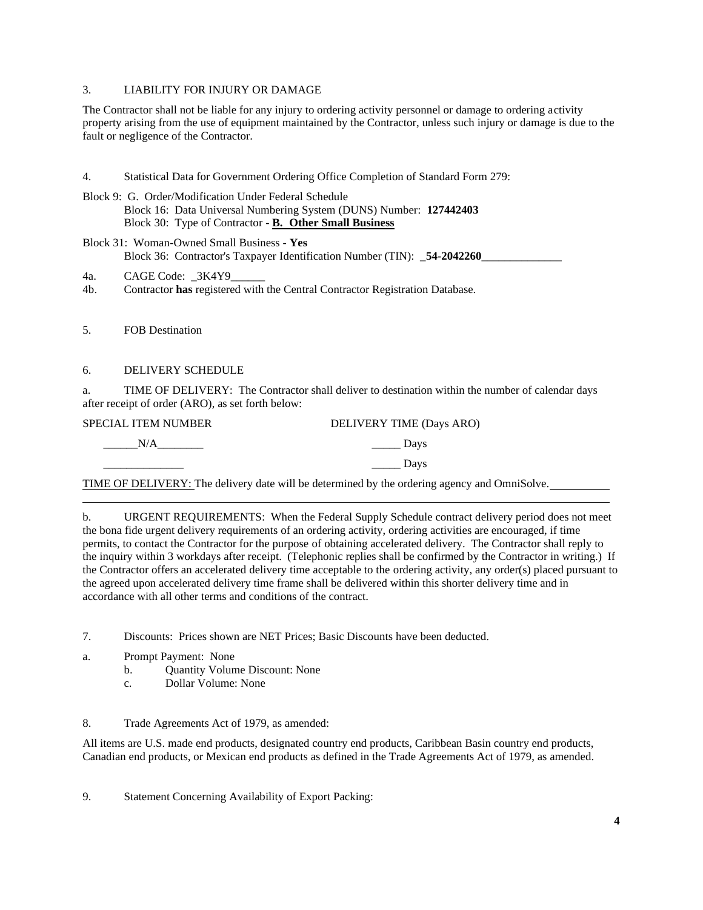3. LIABILITY FOR INJURY OR DAMAGE

The Contractor shall not be liable for any injury to ordering activity personnel or damage to ordering activity property arising from the use of equipment maintained by the Contractor, unless such injury or damage is due to the fault or negligence of the Contractor.

4. Statistical Data for Government Ordering Office Completion of Standard Form 279:

Block 9: G. Order/Modification Under Federal Schedule
Block 16: Data Universal Numbering System (DUNS) Number: **127442403**
Block 30: Type of Contractor - **B. Other Small Business**

Block 31: Woman-Owned Small Business - **Yes**
Block 36: Contractor's Taxpayer Identification Number (TIN): _**54-2042260**______________

4a. CAGE Code: _3K4Y9______
4b. Contractor **has** registered with the Central Contractor Registration Database.

5. FOB Destination

6. DELIVERY SCHEDULE

a. TIME OF DELIVERY: The Contractor shall deliver to destination within the number of calendar days after receipt of order (ARO), as set forth below:

| SPECIAL ITEM NUMBER | DELIVERY TIME (Days ARO) |
|---|---|
| ______N/A________ | _____ Days |
| ______________ | _____ Days |

TIME OF DELIVERY: The delivery date will be determined by the ordering agency and OmniSolve.

b. URGENT REQUIREMENTS: When the Federal Supply Schedule contract delivery period does not meet the bona fide urgent delivery requirements of an ordering activity, ordering activities are encouraged, if time permits, to contact the Contractor for the purpose of obtaining accelerated delivery. The Contractor shall reply to the inquiry within 3 workdays after receipt. (Telephonic replies shall be confirmed by the Contractor in writing.) If the Contractor offers an accelerated delivery time acceptable to the ordering activity, any order(s) placed pursuant to the agreed upon accelerated delivery time frame shall be delivered within this shorter delivery time and in accordance with all other terms and conditions of the contract.

7. Discounts: Prices shown are NET Prices; Basic Discounts have been deducted.

a. Prompt Payment: None
b. Quantity Volume Discount: None
c. Dollar Volume: None

8. Trade Agreements Act of 1979, as amended:

All items are U.S. made end products, designated country end products, Caribbean Basin country end products, Canadian end products, or Mexican end products as defined in the Trade Agreements Act of 1979, as amended.

9. Statement Concerning Availability of Export Packing: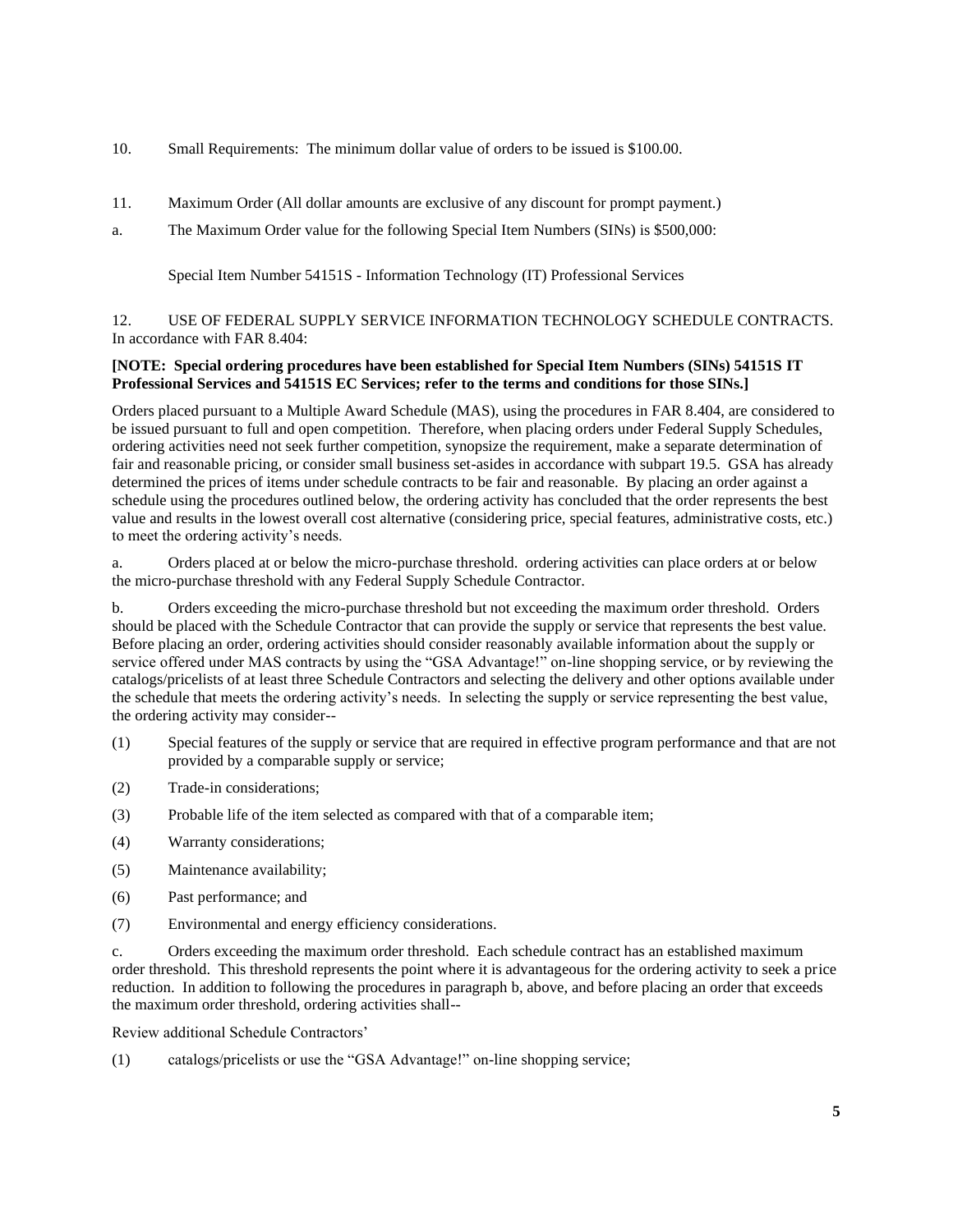10. Small Requirements: The minimum dollar value of orders to be issued is $100.00.

11. Maximum Order (All dollar amounts are exclusive of any discount for prompt payment.)

a. The Maximum Order value for the following Special Item Numbers (SINs) is $500,000:

Special Item Number 54151S - Information Technology (IT) Professional Services

12. USE OF FEDERAL SUPPLY SERVICE INFORMATION TECHNOLOGY SCHEDULE CONTRACTS. In accordance with FAR 8.404:

**[NOTE: Special ordering procedures have been established for Special Item Numbers (SINs) 54151S IT Professional Services and 54151S EC Services; refer to the terms and conditions for those SINs.]**

Orders placed pursuant to a Multiple Award Schedule (MAS), using the procedures in FAR 8.404, are considered to be issued pursuant to full and open competition. Therefore, when placing orders under Federal Supply Schedules, ordering activities need not seek further competition, synopsize the requirement, make a separate determination of fair and reasonable pricing, or consider small business set-asides in accordance with subpart 19.5. GSA has already determined the prices of items under schedule contracts to be fair and reasonable. By placing an order against a schedule using the procedures outlined below, the ordering activity has concluded that the order represents the best value and results in the lowest overall cost alternative (considering price, special features, administrative costs, etc.) to meet the ordering activity's needs.

a. Orders placed at or below the micro-purchase threshold. ordering activities can place orders at or below the micro-purchase threshold with any Federal Supply Schedule Contractor.

b. Orders exceeding the micro-purchase threshold but not exceeding the maximum order threshold. Orders should be placed with the Schedule Contractor that can provide the supply or service that represents the best value. Before placing an order, ordering activities should consider reasonably available information about the supply or service offered under MAS contracts by using the "GSA Advantage!" on-line shopping service, or by reviewing the catalogs/pricelists of at least three Schedule Contractors and selecting the delivery and other options available under the schedule that meets the ordering activity's needs. In selecting the supply or service representing the best value, the ordering activity may consider--

(1) Special features of the supply or service that are required in effective program performance and that are not provided by a comparable supply or service;

(2) Trade-in considerations;

(3) Probable life of the item selected as compared with that of a comparable item;

(4) Warranty considerations;

(5) Maintenance availability;

(6) Past performance; and

(7) Environmental and energy efficiency considerations.

c. Orders exceeding the maximum order threshold. Each schedule contract has an established maximum order threshold. This threshold represents the point where it is advantageous for the ordering activity to seek a price reduction. In addition to following the procedures in paragraph b, above, and before placing an order that exceeds the maximum order threshold, ordering activities shall--

Review additional Schedule Contractors'

(1) catalogs/pricelists or use the "GSA Advantage!" on-line shopping service;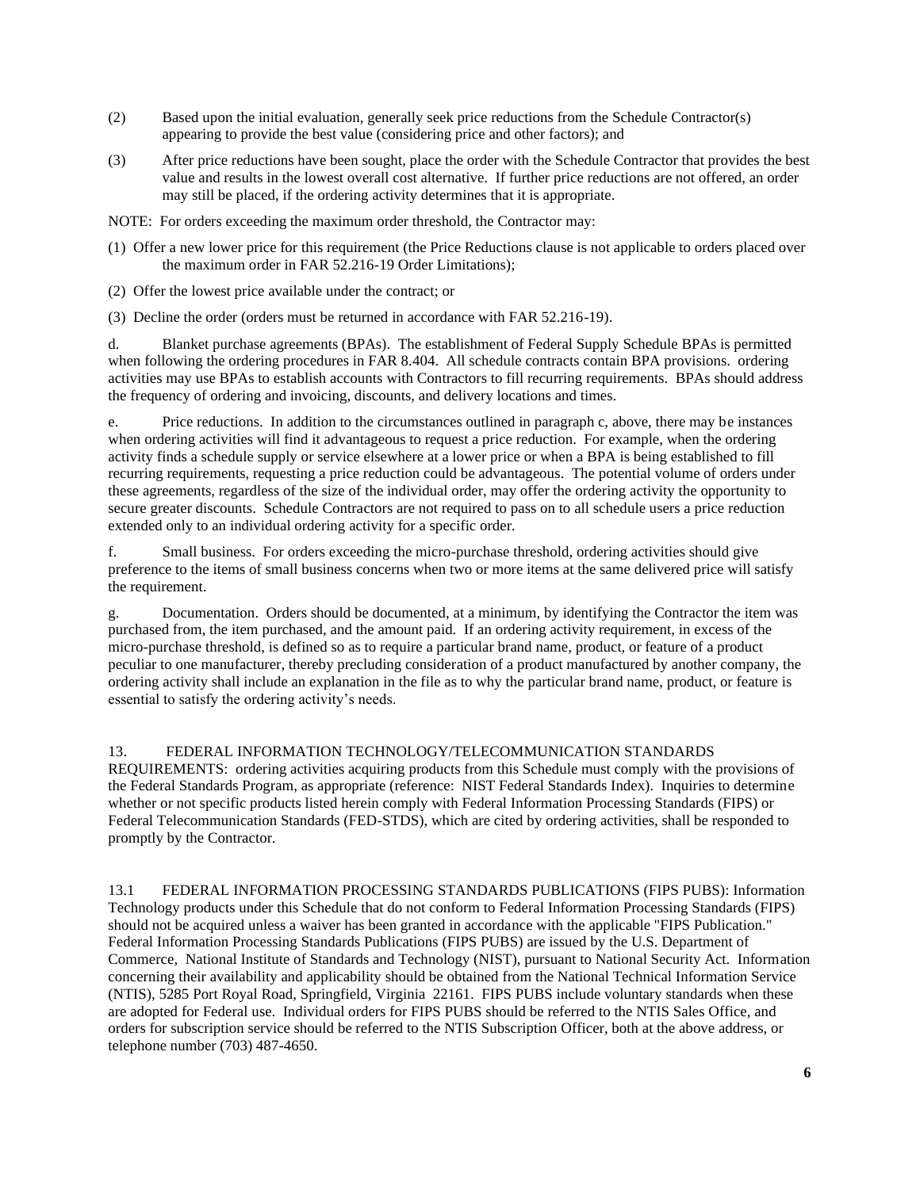(2) Based upon the initial evaluation, generally seek price reductions from the Schedule Contractor(s) appearing to provide the best value (considering price and other factors); and

(3) After price reductions have been sought, place the order with the Schedule Contractor that provides the best value and results in the lowest overall cost alternative. If further price reductions are not offered, an order may still be placed, if the ordering activity determines that it is appropriate.

NOTE: For orders exceeding the maximum order threshold, the Contractor may:

(1) Offer a new lower price for this requirement (the Price Reductions clause is not applicable to orders placed over the maximum order in FAR 52.216-19 Order Limitations);

(2) Offer the lowest price available under the contract; or

(3) Decline the order (orders must be returned in accordance with FAR 52.216-19).

d. Blanket purchase agreements (BPAs). The establishment of Federal Supply Schedule BPAs is permitted when following the ordering procedures in FAR 8.404. All schedule contracts contain BPA provisions. ordering activities may use BPAs to establish accounts with Contractors to fill recurring requirements. BPAs should address the frequency of ordering and invoicing, discounts, and delivery locations and times.

e. Price reductions. In addition to the circumstances outlined in paragraph c, above, there may be instances when ordering activities will find it advantageous to request a price reduction. For example, when the ordering activity finds a schedule supply or service elsewhere at a lower price or when a BPA is being established to fill recurring requirements, requesting a price reduction could be advantageous. The potential volume of orders under these agreements, regardless of the size of the individual order, may offer the ordering activity the opportunity to secure greater discounts. Schedule Contractors are not required to pass on to all schedule users a price reduction extended only to an individual ordering activity for a specific order.

f. Small business. For orders exceeding the micro-purchase threshold, ordering activities should give preference to the items of small business concerns when two or more items at the same delivered price will satisfy the requirement.

g. Documentation. Orders should be documented, at a minimum, by identifying the Contractor the item was purchased from, the item purchased, and the amount paid. If an ordering activity requirement, in excess of the micro-purchase threshold, is defined so as to require a particular brand name, product, or feature of a product peculiar to one manufacturer, thereby precluding consideration of a product manufactured by another company, the ordering activity shall include an explanation in the file as to why the particular brand name, product, or feature is essential to satisfy the ordering activity's needs.

13. FEDERAL INFORMATION TECHNOLOGY/TELECOMMUNICATION STANDARDS REQUIREMENTS: ordering activities acquiring products from this Schedule must comply with the provisions of the Federal Standards Program, as appropriate (reference: NIST Federal Standards Index). Inquiries to determine whether or not specific products listed herein comply with Federal Information Processing Standards (FIPS) or Federal Telecommunication Standards (FED-STDS), which are cited by ordering activities, shall be responded to promptly by the Contractor.

13.1 FEDERAL INFORMATION PROCESSING STANDARDS PUBLICATIONS (FIPS PUBS): Information Technology products under this Schedule that do not conform to Federal Information Processing Standards (FIPS) should not be acquired unless a waiver has been granted in accordance with the applicable "FIPS Publication." Federal Information Processing Standards Publications (FIPS PUBS) are issued by the U.S. Department of Commerce, National Institute of Standards and Technology (NIST), pursuant to National Security Act. Information concerning their availability and applicability should be obtained from the National Technical Information Service (NTIS), 5285 Port Royal Road, Springfield, Virginia 22161. FIPS PUBS include voluntary standards when these are adopted for Federal use. Individual orders for FIPS PUBS should be referred to the NTIS Sales Office, and orders for subscription service should be referred to the NTIS Subscription Officer, both at the above address, or telephone number (703) 487-4650.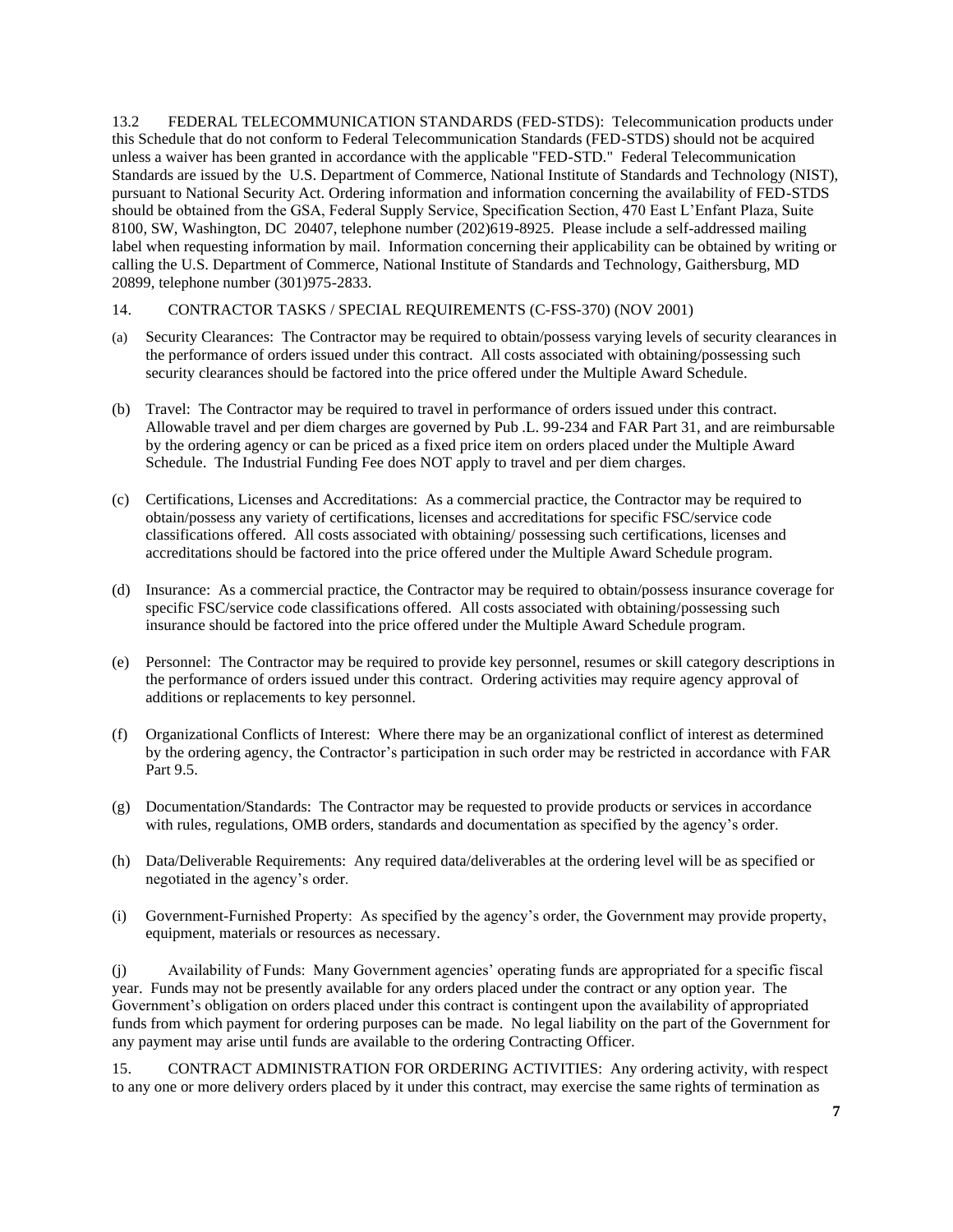13.2 FEDERAL TELECOMMUNICATION STANDARDS (FED-STDS): Telecommunication products under this Schedule that do not conform to Federal Telecommunication Standards (FED-STDS) should not be acquired unless a waiver has been granted in accordance with the applicable "FED-STD." Federal Telecommunication Standards are issued by the U.S. Department of Commerce, National Institute of Standards and Technology (NIST), pursuant to National Security Act. Ordering information and information concerning the availability of FED-STDS should be obtained from the GSA, Federal Supply Service, Specification Section, 470 East L'Enfant Plaza, Suite 8100, SW, Washington, DC 20407, telephone number (202)619-8925. Please include a self-addressed mailing label when requesting information by mail. Information concerning their applicability can be obtained by writing or calling the U.S. Department of Commerce, National Institute of Standards and Technology, Gaithersburg, MD 20899, telephone number (301)975-2833.

14. CONTRACTOR TASKS / SPECIAL REQUIREMENTS (C-FSS-370) (NOV 2001)

(a) Security Clearances: The Contractor may be required to obtain/possess varying levels of security clearances in the performance of orders issued under this contract. All costs associated with obtaining/possessing such security clearances should be factored into the price offered under the Multiple Award Schedule.

(b) Travel: The Contractor may be required to travel in performance of orders issued under this contract. Allowable travel and per diem charges are governed by Pub .L. 99-234 and FAR Part 31, and are reimbursable by the ordering agency or can be priced as a fixed price item on orders placed under the Multiple Award Schedule. The Industrial Funding Fee does NOT apply to travel and per diem charges.

(c) Certifications, Licenses and Accreditations: As a commercial practice, the Contractor may be required to obtain/possess any variety of certifications, licenses and accreditations for specific FSC/service code classifications offered. All costs associated with obtaining/ possessing such certifications, licenses and accreditations should be factored into the price offered under the Multiple Award Schedule program.

(d) Insurance: As a commercial practice, the Contractor may be required to obtain/possess insurance coverage for specific FSC/service code classifications offered. All costs associated with obtaining/possessing such insurance should be factored into the price offered under the Multiple Award Schedule program.

(e) Personnel: The Contractor may be required to provide key personnel, resumes or skill category descriptions in the performance of orders issued under this contract. Ordering activities may require agency approval of additions or replacements to key personnel.

(f) Organizational Conflicts of Interest: Where there may be an organizational conflict of interest as determined by the ordering agency, the Contractor's participation in such order may be restricted in accordance with FAR Part 9.5.

(g) Documentation/Standards: The Contractor may be requested to provide products or services in accordance with rules, regulations, OMB orders, standards and documentation as specified by the agency's order.

(h) Data/Deliverable Requirements: Any required data/deliverables at the ordering level will be as specified or negotiated in the agency's order.

(i) Government-Furnished Property: As specified by the agency's order, the Government may provide property, equipment, materials or resources as necessary.

(j) Availability of Funds: Many Government agencies' operating funds are appropriated for a specific fiscal year. Funds may not be presently available for any orders placed under the contract or any option year. The Government's obligation on orders placed under this contract is contingent upon the availability of appropriated funds from which payment for ordering purposes can be made. No legal liability on the part of the Government for any payment may arise until funds are available to the ordering Contracting Officer.

15. CONTRACT ADMINISTRATION FOR ORDERING ACTIVITIES: Any ordering activity, with respect to any one or more delivery orders placed by it under this contract, may exercise the same rights of termination as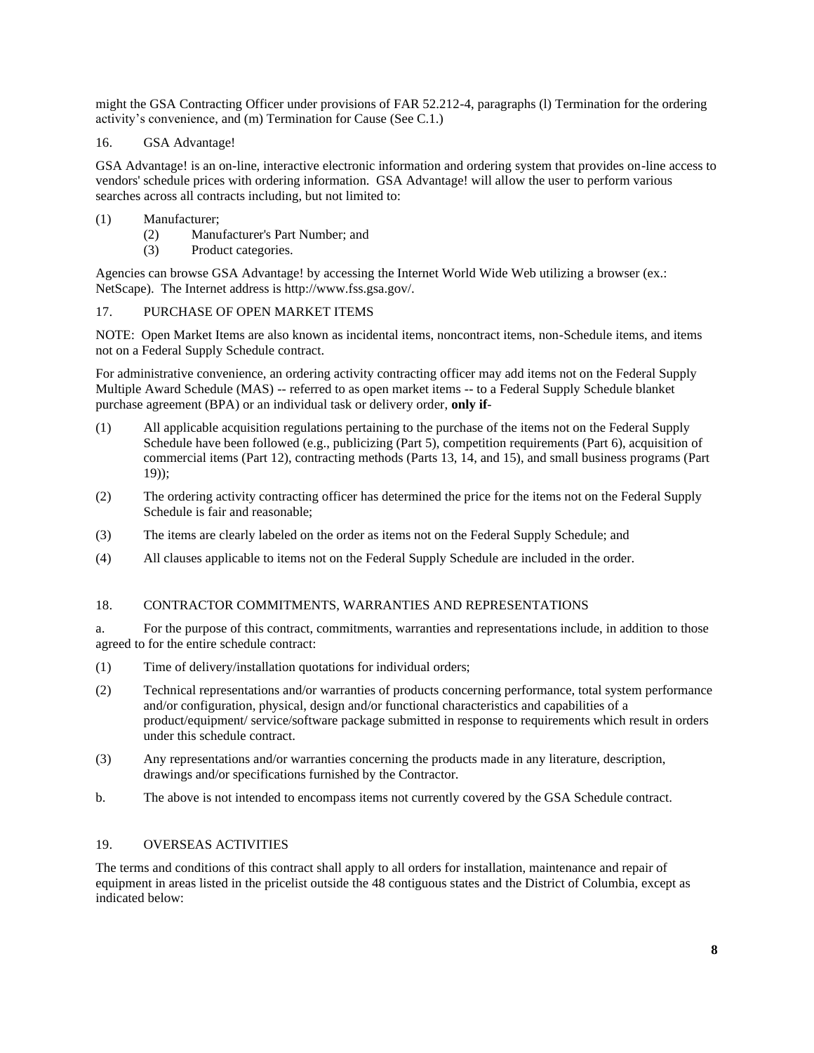might the GSA Contracting Officer under provisions of FAR 52.212-4, paragraphs (l) Termination for the ordering activity's convenience, and (m) Termination for Cause (See C.1.)

16. GSA Advantage!

GSA Advantage! is an on-line, interactive electronic information and ordering system that provides on-line access to vendors' schedule prices with ordering information. GSA Advantage! will allow the user to perform various searches across all contracts including, but not limited to:

(1) Manufacturer;
(2) Manufacturer's Part Number; and
(3) Product categories.

Agencies can browse GSA Advantage! by accessing the Internet World Wide Web utilizing a browser (ex.: NetScape). The Internet address is http://www.fss.gsa.gov/.

17. PURCHASE OF OPEN MARKET ITEMS

NOTE: Open Market Items are also known as incidental items, noncontract items, non-Schedule items, and items not on a Federal Supply Schedule contract.

For administrative convenience, an ordering activity contracting officer may add items not on the Federal Supply Multiple Award Schedule (MAS) -- referred to as open market items -- to a Federal Supply Schedule blanket purchase agreement (BPA) or an individual task or delivery order, **only if**-

(1) All applicable acquisition regulations pertaining to the purchase of the items not on the Federal Supply Schedule have been followed (e.g., publicizing (Part 5), competition requirements (Part 6), acquisition of commercial items (Part 12), contracting methods (Parts 13, 14, and 15), and small business programs (Part 19));

(2) The ordering activity contracting officer has determined the price for the items not on the Federal Supply Schedule is fair and reasonable;

(3) The items are clearly labeled on the order as items not on the Federal Supply Schedule; and

(4) All clauses applicable to items not on the Federal Supply Schedule are included in the order.

18. CONTRACTOR COMMITMENTS, WARRANTIES AND REPRESENTATIONS

a. For the purpose of this contract, commitments, warranties and representations include, in addition to those agreed to for the entire schedule contract:

(1) Time of delivery/installation quotations for individual orders;

(2) Technical representations and/or warranties of products concerning performance, total system performance and/or configuration, physical, design and/or functional characteristics and capabilities of a product/equipment/ service/software package submitted in response to requirements which result in orders under this schedule contract.

(3) Any representations and/or warranties concerning the products made in any literature, description, drawings and/or specifications furnished by the Contractor.

b. The above is not intended to encompass items not currently covered by the GSA Schedule contract.

19. OVERSEAS ACTIVITIES

The terms and conditions of this contract shall apply to all orders for installation, maintenance and repair of equipment in areas listed in the pricelist outside the 48 contiguous states and the District of Columbia, except as indicated below: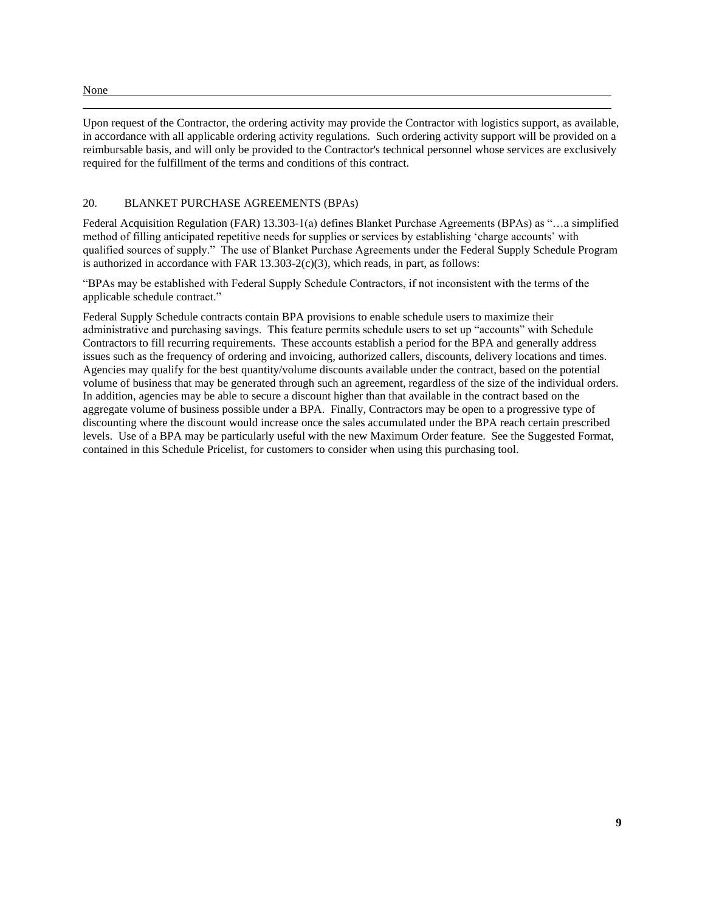None

Upon request of the Contractor, the ordering activity may provide the Contractor with logistics support, as available, in accordance with all applicable ordering activity regulations. Such ordering activity support will be provided on a reimbursable basis, and will only be provided to the Contractor's technical personnel whose services are exclusively required for the fulfillment of the terms and conditions of this contract.

## 20. BLANKET PURCHASE AGREEMENTS (BPAs)

Federal Acquisition Regulation (FAR) 13.303-1(a) defines Blanket Purchase Agreements (BPAs) as "…a simplified method of filling anticipated repetitive needs for supplies or services by establishing 'charge accounts' with qualified sources of supply." The use of Blanket Purchase Agreements under the Federal Supply Schedule Program is authorized in accordance with FAR 13.303-2(c)(3), which reads, in part, as follows:

"BPAs may be established with Federal Supply Schedule Contractors, if not inconsistent with the terms of the applicable schedule contract."

Federal Supply Schedule contracts contain BPA provisions to enable schedule users to maximize their administrative and purchasing savings. This feature permits schedule users to set up "accounts" with Schedule Contractors to fill recurring requirements. These accounts establish a period for the BPA and generally address issues such as the frequency of ordering and invoicing, authorized callers, discounts, delivery locations and times. Agencies may qualify for the best quantity/volume discounts available under the contract, based on the potential volume of business that may be generated through such an agreement, regardless of the size of the individual orders. In addition, agencies may be able to secure a discount higher than that available in the contract based on the aggregate volume of business possible under a BPA. Finally, Contractors may be open to a progressive type of discounting where the discount would increase once the sales accumulated under the BPA reach certain prescribed levels. Use of a BPA may be particularly useful with the new Maximum Order feature. See the Suggested Format, contained in this Schedule Pricelist, for customers to consider when using this purchasing tool.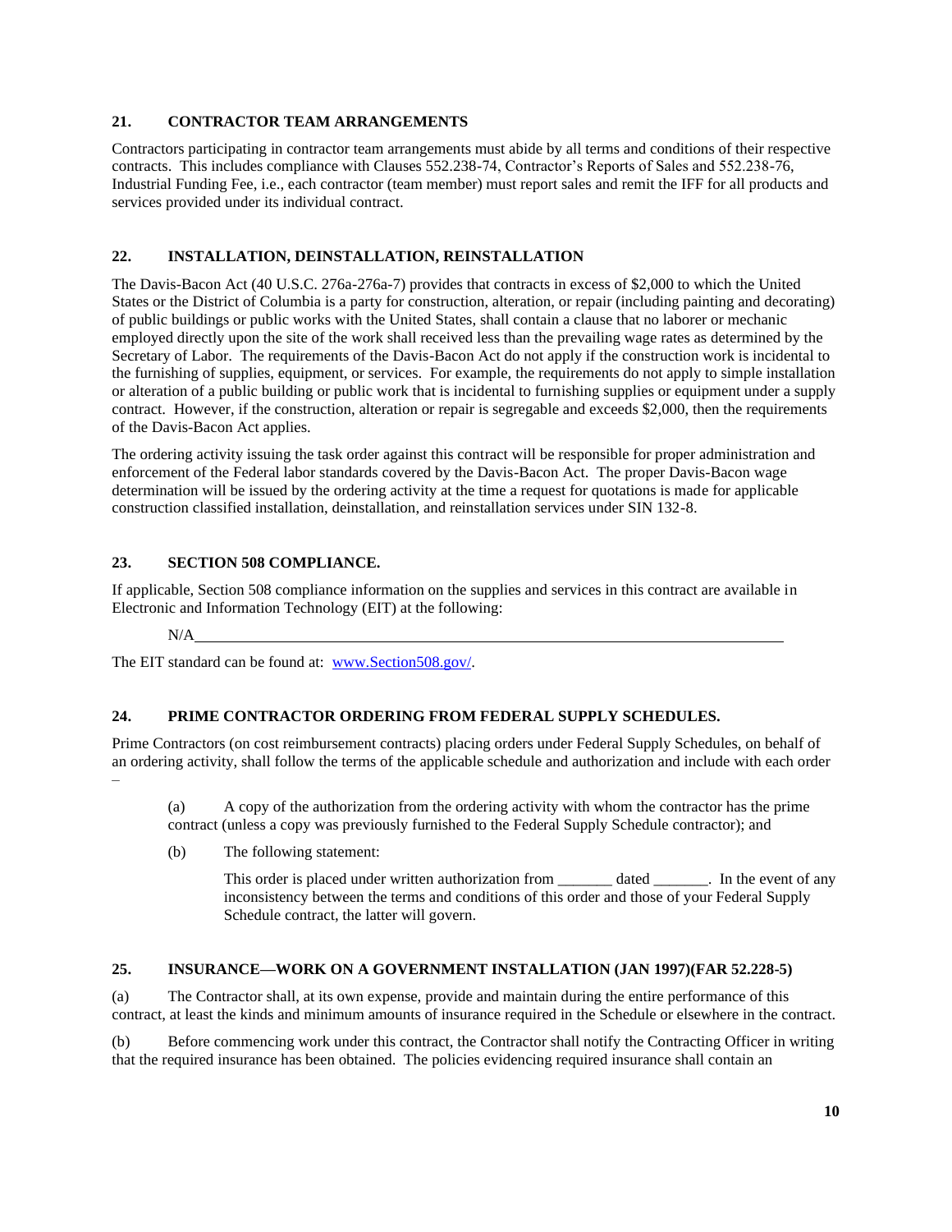## 21. CONTRACTOR TEAM ARRANGEMENTS

Contractors participating in contractor team arrangements must abide by all terms and conditions of their respective contracts. This includes compliance with Clauses 552.238-74, Contractor's Reports of Sales and 552.238-76, Industrial Funding Fee, i.e., each contractor (team member) must report sales and remit the IFF for all products and services provided under its individual contract.

## 22. INSTALLATION, DEINSTALLATION, REINSTALLATION

The Davis-Bacon Act (40 U.S.C. 276a-276a-7) provides that contracts in excess of $2,000 to which the United States or the District of Columbia is a party for construction, alteration, or repair (including painting and decorating) of public buildings or public works with the United States, shall contain a clause that no laborer or mechanic employed directly upon the site of the work shall received less than the prevailing wage rates as determined by the Secretary of Labor. The requirements of the Davis-Bacon Act do not apply if the construction work is incidental to the furnishing of supplies, equipment, or services. For example, the requirements do not apply to simple installation or alteration of a public building or public work that is incidental to furnishing supplies or equipment under a supply contract. However, if the construction, alteration or repair is segregable and exceeds $2,000, then the requirements of the Davis-Bacon Act applies.

The ordering activity issuing the task order against this contract will be responsible for proper administration and enforcement of the Federal labor standards covered by the Davis-Bacon Act. The proper Davis-Bacon wage determination will be issued by the ordering activity at the time a request for quotations is made for applicable construction classified installation, deinstallation, and reinstallation services under SIN 132-8.

## 23. SECTION 508 COMPLIANCE.

If applicable, Section 508 compliance information on the supplies and services in this contract are available in Electronic and Information Technology (EIT) at the following:

N/A

The EIT standard can be found at: [www.Section508.gov/](http://www.Section508.gov/).

## 24. PRIME CONTRACTOR ORDERING FROM FEDERAL SUPPLY SCHEDULES.

Prime Contractors (on cost reimbursement contracts) placing orders under Federal Supply Schedules, on behalf of an ordering activity, shall follow the terms of the applicable schedule and authorization and include with each order –

(a) A copy of the authorization from the ordering activity with whom the contractor has the prime contract (unless a copy was previously furnished to the Federal Supply Schedule contractor); and

(b) The following statement:

> This order is placed under written authorization from _______ dated _______. In the event of any inconsistency between the terms and conditions of this order and those of your Federal Supply Schedule contract, the latter will govern.

## 25. INSURANCE—WORK ON A GOVERNMENT INSTALLATION (JAN 1997)(FAR 52.228-5)

(a) The Contractor shall, at its own expense, provide and maintain during the entire performance of this contract, at least the kinds and minimum amounts of insurance required in the Schedule or elsewhere in the contract.

(b) Before commencing work under this contract, the Contractor shall notify the Contracting Officer in writing that the required insurance has been obtained. The policies evidencing required insurance shall contain an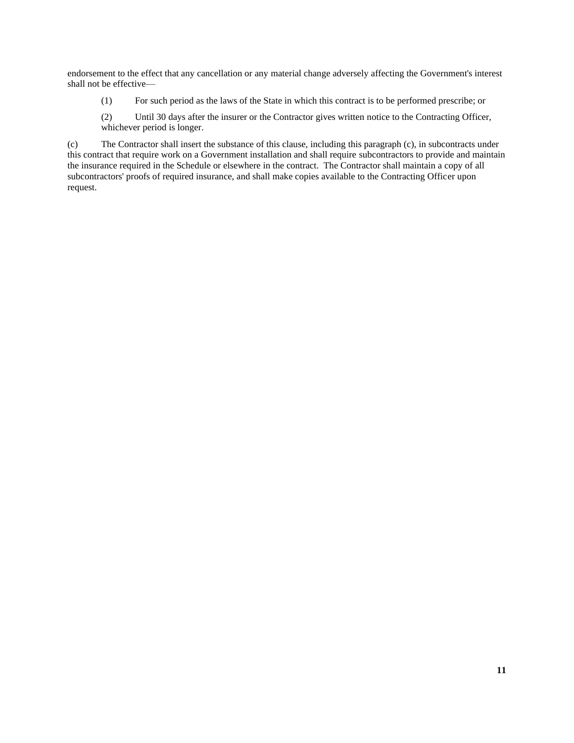endorsement to the effect that any cancellation or any material change adversely affecting the Government's interest shall not be effective—

(1) For such period as the laws of the State in which this contract is to be performed prescribe; or

(2) Until 30 days after the insurer or the Contractor gives written notice to the Contracting Officer, whichever period is longer.

(c) The Contractor shall insert the substance of this clause, including this paragraph (c), in subcontracts under this contract that require work on a Government installation and shall require subcontractors to provide and maintain the insurance required in the Schedule or elsewhere in the contract. The Contractor shall maintain a copy of all subcontractors' proofs of required insurance, and shall make copies available to the Contracting Officer upon request.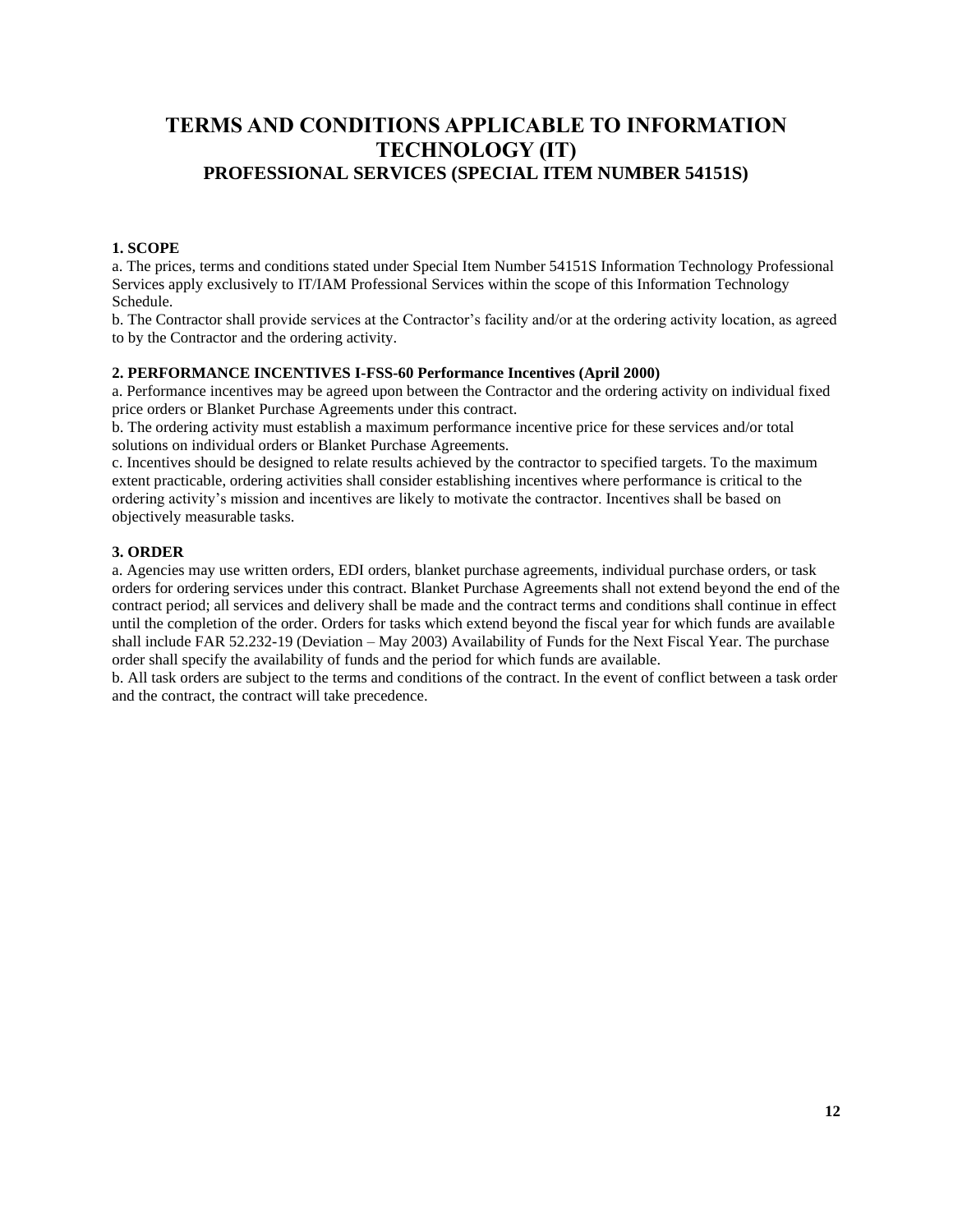# TERMS AND CONDITIONS APPLICABLE TO INFORMATION TECHNOLOGY (IT)

## PROFESSIONAL SERVICES (SPECIAL ITEM NUMBER 54151S)

**1. SCOPE**

a. The prices, terms and conditions stated under Special Item Number 54151S Information Technology Professional Services apply exclusively to IT/IAM Professional Services within the scope of this Information Technology Schedule.

b. The Contractor shall provide services at the Contractor's facility and/or at the ordering activity location, as agreed to by the Contractor and the ordering activity.

**2. PERFORMANCE INCENTIVES I-FSS-60 Performance Incentives (April 2000)**

a. Performance incentives may be agreed upon between the Contractor and the ordering activity on individual fixed price orders or Blanket Purchase Agreements under this contract.

b. The ordering activity must establish a maximum performance incentive price for these services and/or total solutions on individual orders or Blanket Purchase Agreements.

c. Incentives should be designed to relate results achieved by the contractor to specified targets. To the maximum extent practicable, ordering activities shall consider establishing incentives where performance is critical to the ordering activity's mission and incentives are likely to motivate the contractor. Incentives shall be based on objectively measurable tasks.

**3. ORDER**

a. Agencies may use written orders, EDI orders, blanket purchase agreements, individual purchase orders, or task orders for ordering services under this contract. Blanket Purchase Agreements shall not extend beyond the end of the contract period; all services and delivery shall be made and the contract terms and conditions shall continue in effect until the completion of the order. Orders for tasks which extend beyond the fiscal year for which funds are available shall include FAR 52.232-19 (Deviation – May 2003) Availability of Funds for the Next Fiscal Year. The purchase order shall specify the availability of funds and the period for which funds are available.

b. All task orders are subject to the terms and conditions of the contract. In the event of conflict between a task order and the contract, the contract will take precedence.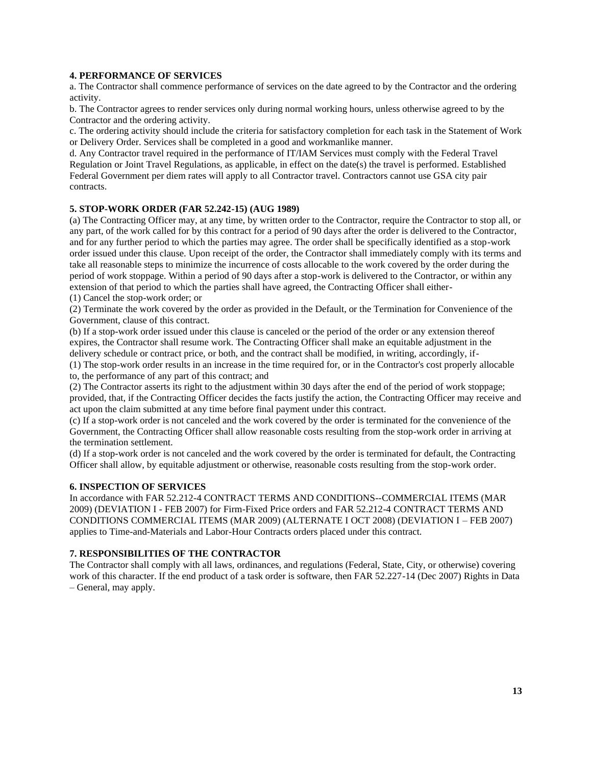**4. PERFORMANCE OF SERVICES**

a. The Contractor shall commence performance of services on the date agreed to by the Contractor and the ordering activity.

b. The Contractor agrees to render services only during normal working hours, unless otherwise agreed to by the Contractor and the ordering activity.

c. The ordering activity should include the criteria for satisfactory completion for each task in the Statement of Work or Delivery Order. Services shall be completed in a good and workmanlike manner.

d. Any Contractor travel required in the performance of IT/IAM Services must comply with the Federal Travel Regulation or Joint Travel Regulations, as applicable, in effect on the date(s) the travel is performed. Established Federal Government per diem rates will apply to all Contractor travel. Contractors cannot use GSA city pair contracts.

**5. STOP-WORK ORDER (FAR 52.242-15) (AUG 1989)**

(a) The Contracting Officer may, at any time, by written order to the Contractor, require the Contractor to stop all, or any part, of the work called for by this contract for a period of 90 days after the order is delivered to the Contractor, and for any further period to which the parties may agree. The order shall be specifically identified as a stop-work order issued under this clause. Upon receipt of the order, the Contractor shall immediately comply with its terms and take all reasonable steps to minimize the incurrence of costs allocable to the work covered by the order during the period of work stoppage. Within a period of 90 days after a stop-work is delivered to the Contractor, or within any extension of that period to which the parties shall have agreed, the Contracting Officer shall either-

(1) Cancel the stop-work order; or

(2) Terminate the work covered by the order as provided in the Default, or the Termination for Convenience of the Government, clause of this contract.

(b) If a stop-work order issued under this clause is canceled or the period of the order or any extension thereof expires, the Contractor shall resume work. The Contracting Officer shall make an equitable adjustment in the delivery schedule or contract price, or both, and the contract shall be modified, in writing, accordingly, if-

(1) The stop-work order results in an increase in the time required for, or in the Contractor's cost properly allocable to, the performance of any part of this contract; and

(2) The Contractor asserts its right to the adjustment within 30 days after the end of the period of work stoppage; provided, that, if the Contracting Officer decides the facts justify the action, the Contracting Officer may receive and act upon the claim submitted at any time before final payment under this contract.

(c) If a stop-work order is not canceled and the work covered by the order is terminated for the convenience of the Government, the Contracting Officer shall allow reasonable costs resulting from the stop-work order in arriving at the termination settlement.

(d) If a stop-work order is not canceled and the work covered by the order is terminated for default, the Contracting Officer shall allow, by equitable adjustment or otherwise, reasonable costs resulting from the stop-work order.

**6. INSPECTION OF SERVICES**

In accordance with FAR 52.212-4 CONTRACT TERMS AND CONDITIONS--COMMERCIAL ITEMS (MAR 2009) (DEVIATION I - FEB 2007) for Firm-Fixed Price orders and FAR 52.212-4 CONTRACT TERMS AND CONDITIONS COMMERCIAL ITEMS (MAR 2009) (ALTERNATE I OCT 2008) (DEVIATION I – FEB 2007) applies to Time-and-Materials and Labor-Hour Contracts orders placed under this contract.

**7. RESPONSIBILITIES OF THE CONTRACTOR**

The Contractor shall comply with all laws, ordinances, and regulations (Federal, State, City, or otherwise) covering work of this character. If the end product of a task order is software, then FAR 52.227-14 (Dec 2007) Rights in Data – General, may apply.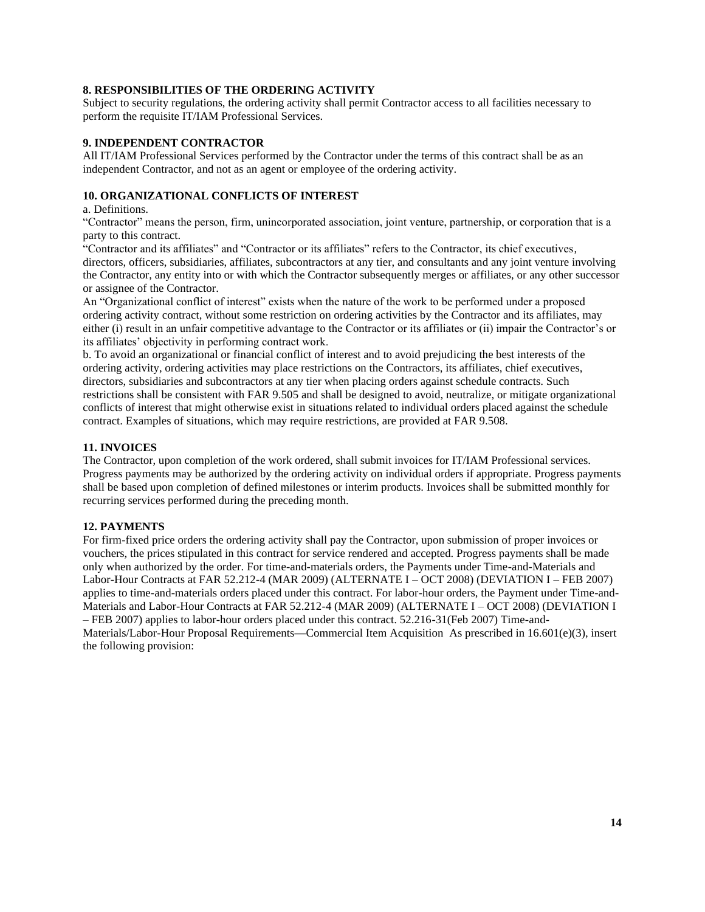**8. RESPONSIBILITIES OF THE ORDERING ACTIVITY**

Subject to security regulations, the ordering activity shall permit Contractor access to all facilities necessary to perform the requisite IT/IAM Professional Services.

**9. INDEPENDENT CONTRACTOR**

All IT/IAM Professional Services performed by the Contractor under the terms of this contract shall be as an independent Contractor, and not as an agent or employee of the ordering activity.

**10. ORGANIZATIONAL CONFLICTS OF INTEREST**

a. Definitions.

"Contractor" means the person, firm, unincorporated association, joint venture, partnership, or corporation that is a party to this contract.

"Contractor and its affiliates" and "Contractor or its affiliates" refers to the Contractor, its chief executives, directors, officers, subsidiaries, affiliates, subcontractors at any tier, and consultants and any joint venture involving the Contractor, any entity into or with which the Contractor subsequently merges or affiliates, or any other successor or assignee of the Contractor.

An "Organizational conflict of interest" exists when the nature of the work to be performed under a proposed ordering activity contract, without some restriction on ordering activities by the Contractor and its affiliates, may either (i) result in an unfair competitive advantage to the Contractor or its affiliates or (ii) impair the Contractor's or its affiliates' objectivity in performing contract work.

b. To avoid an organizational or financial conflict of interest and to avoid prejudicing the best interests of the ordering activity, ordering activities may place restrictions on the Contractors, its affiliates, chief executives, directors, subsidiaries and subcontractors at any tier when placing orders against schedule contracts. Such restrictions shall be consistent with FAR 9.505 and shall be designed to avoid, neutralize, or mitigate organizational conflicts of interest that might otherwise exist in situations related to individual orders placed against the schedule contract. Examples of situations, which may require restrictions, are provided at FAR 9.508.

**11. INVOICES**

The Contractor, upon completion of the work ordered, shall submit invoices for IT/IAM Professional services. Progress payments may be authorized by the ordering activity on individual orders if appropriate. Progress payments shall be based upon completion of defined milestones or interim products. Invoices shall be submitted monthly for recurring services performed during the preceding month.

**12. PAYMENTS**

For firm-fixed price orders the ordering activity shall pay the Contractor, upon submission of proper invoices or vouchers, the prices stipulated in this contract for service rendered and accepted. Progress payments shall be made only when authorized by the order. For time-and-materials orders, the Payments under Time-and-Materials and Labor-Hour Contracts at FAR 52.212-4 (MAR 2009) (ALTERNATE I – OCT 2008) (DEVIATION I – FEB 2007) applies to time-and-materials orders placed under this contract. For labor-hour orders, the Payment under Time-and-Materials and Labor-Hour Contracts at FAR 52.212-4 (MAR 2009) (ALTERNATE I – OCT 2008) (DEVIATION I – FEB 2007) applies to labor-hour orders placed under this contract. 52.216-31(Feb 2007) Time-and-Materials/Labor-Hour Proposal Requirements—Commercial Item Acquisition As prescribed in 16.601(e)(3), insert the following provision: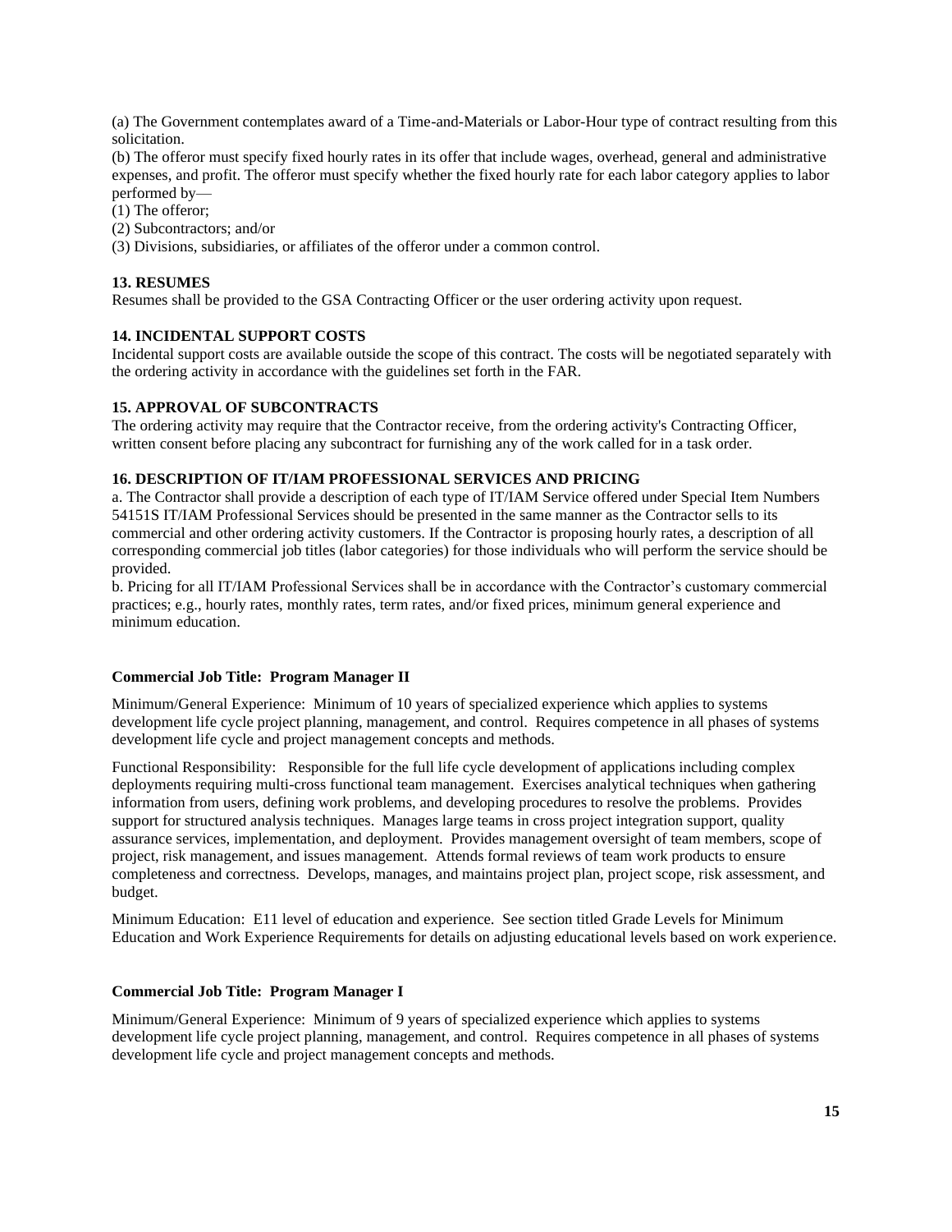(a) The Government contemplates award of a Time-and-Materials or Labor-Hour type of contract resulting from this solicitation.
(b) The offeror must specify fixed hourly rates in its offer that include wages, overhead, general and administrative expenses, and profit. The offeror must specify whether the fixed hourly rate for each labor category applies to labor performed by—
(1) The offeror;
(2) Subcontractors; and/or
(3) Divisions, subsidiaries, or affiliates of the offeror under a common control.

**13. RESUMES**
Resumes shall be provided to the GSA Contracting Officer or the user ordering activity upon request.

**14. INCIDENTAL SUPPORT COSTS**
Incidental support costs are available outside the scope of this contract. The costs will be negotiated separately with the ordering activity in accordance with the guidelines set forth in the FAR.

**15. APPROVAL OF SUBCONTRACTS**
The ordering activity may require that the Contractor receive, from the ordering activity's Contracting Officer, written consent before placing any subcontract for furnishing any of the work called for in a task order.

**16. DESCRIPTION OF IT/IAM PROFESSIONAL SERVICES AND PRICING**
a. The Contractor shall provide a description of each type of IT/IAM Service offered under Special Item Numbers 54151S IT/IAM Professional Services should be presented in the same manner as the Contractor sells to its commercial and other ordering activity customers. If the Contractor is proposing hourly rates, a description of all corresponding commercial job titles (labor categories) for those individuals who will perform the service should be provided.
b. Pricing for all IT/IAM Professional Services shall be in accordance with the Contractor's customary commercial practices; e.g., hourly rates, monthly rates, term rates, and/or fixed prices, minimum general experience and minimum education.

**Commercial Job Title: Program Manager II**

Minimum/General Experience: Minimum of 10 years of specialized experience which applies to systems development life cycle project planning, management, and control. Requires competence in all phases of systems development life cycle and project management concepts and methods.

Functional Responsibility: Responsible for the full life cycle development of applications including complex deployments requiring multi-cross functional team management. Exercises analytical techniques when gathering information from users, defining work problems, and developing procedures to resolve the problems. Provides support for structured analysis techniques. Manages large teams in cross project integration support, quality assurance services, implementation, and deployment. Provides management oversight of team members, scope of project, risk management, and issues management. Attends formal reviews of team work products to ensure completeness and correctness. Develops, manages, and maintains project plan, project scope, risk assessment, and budget.

Minimum Education: E11 level of education and experience. See section titled Grade Levels for Minimum Education and Work Experience Requirements for details on adjusting educational levels based on work experience.

**Commercial Job Title: Program Manager I**

Minimum/General Experience: Minimum of 9 years of specialized experience which applies to systems development life cycle project planning, management, and control. Requires competence in all phases of systems development life cycle and project management concepts and methods.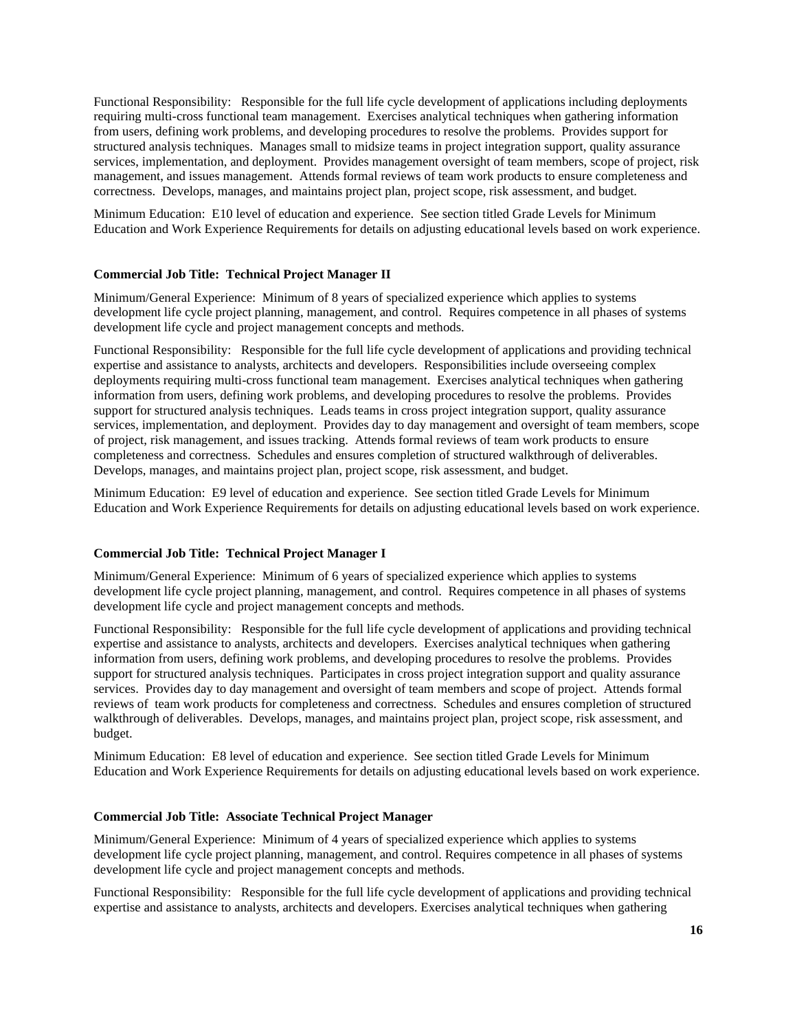Functional Responsibility: Responsible for the full life cycle development of applications including deployments requiring multi-cross functional team management. Exercises analytical techniques when gathering information from users, defining work problems, and developing procedures to resolve the problems. Provides support for structured analysis techniques. Manages small to midsize teams in project integration support, quality assurance services, implementation, and deployment. Provides management oversight of team members, scope of project, risk management, and issues management. Attends formal reviews of team work products to ensure completeness and correctness. Develops, manages, and maintains project plan, project scope, risk assessment, and budget.

Minimum Education: E10 level of education and experience. See section titled Grade Levels for Minimum Education and Work Experience Requirements for details on adjusting educational levels based on work experience.

**Commercial Job Title: Technical Project Manager II**

Minimum/General Experience: Minimum of 8 years of specialized experience which applies to systems development life cycle project planning, management, and control. Requires competence in all phases of systems development life cycle and project management concepts and methods.

Functional Responsibility: Responsible for the full life cycle development of applications and providing technical expertise and assistance to analysts, architects and developers. Responsibilities include overseeing complex deployments requiring multi-cross functional team management. Exercises analytical techniques when gathering information from users, defining work problems, and developing procedures to resolve the problems. Provides support for structured analysis techniques. Leads teams in cross project integration support, quality assurance services, implementation, and deployment. Provides day to day management and oversight of team members, scope of project, risk management, and issues tracking. Attends formal reviews of team work products to ensure completeness and correctness. Schedules and ensures completion of structured walkthrough of deliverables. Develops, manages, and maintains project plan, project scope, risk assessment, and budget.

Minimum Education: E9 level of education and experience. See section titled Grade Levels for Minimum Education and Work Experience Requirements for details on adjusting educational levels based on work experience.

**Commercial Job Title: Technical Project Manager I**

Minimum/General Experience: Minimum of 6 years of specialized experience which applies to systems development life cycle project planning, management, and control. Requires competence in all phases of systems development life cycle and project management concepts and methods.

Functional Responsibility: Responsible for the full life cycle development of applications and providing technical expertise and assistance to analysts, architects and developers. Exercises analytical techniques when gathering information from users, defining work problems, and developing procedures to resolve the problems. Provides support for structured analysis techniques. Participates in cross project integration support and quality assurance services. Provides day to day management and oversight of team members and scope of project. Attends formal reviews of team work products for completeness and correctness. Schedules and ensures completion of structured walkthrough of deliverables. Develops, manages, and maintains project plan, project scope, risk assessment, and budget.

Minimum Education: E8 level of education and experience. See section titled Grade Levels for Minimum Education and Work Experience Requirements for details on adjusting educational levels based on work experience.

**Commercial Job Title: Associate Technical Project Manager**

Minimum/General Experience: Minimum of 4 years of specialized experience which applies to systems development life cycle project planning, management, and control. Requires competence in all phases of systems development life cycle and project management concepts and methods.

Functional Responsibility: Responsible for the full life cycle development of applications and providing technical expertise and assistance to analysts, architects and developers. Exercises analytical techniques when gathering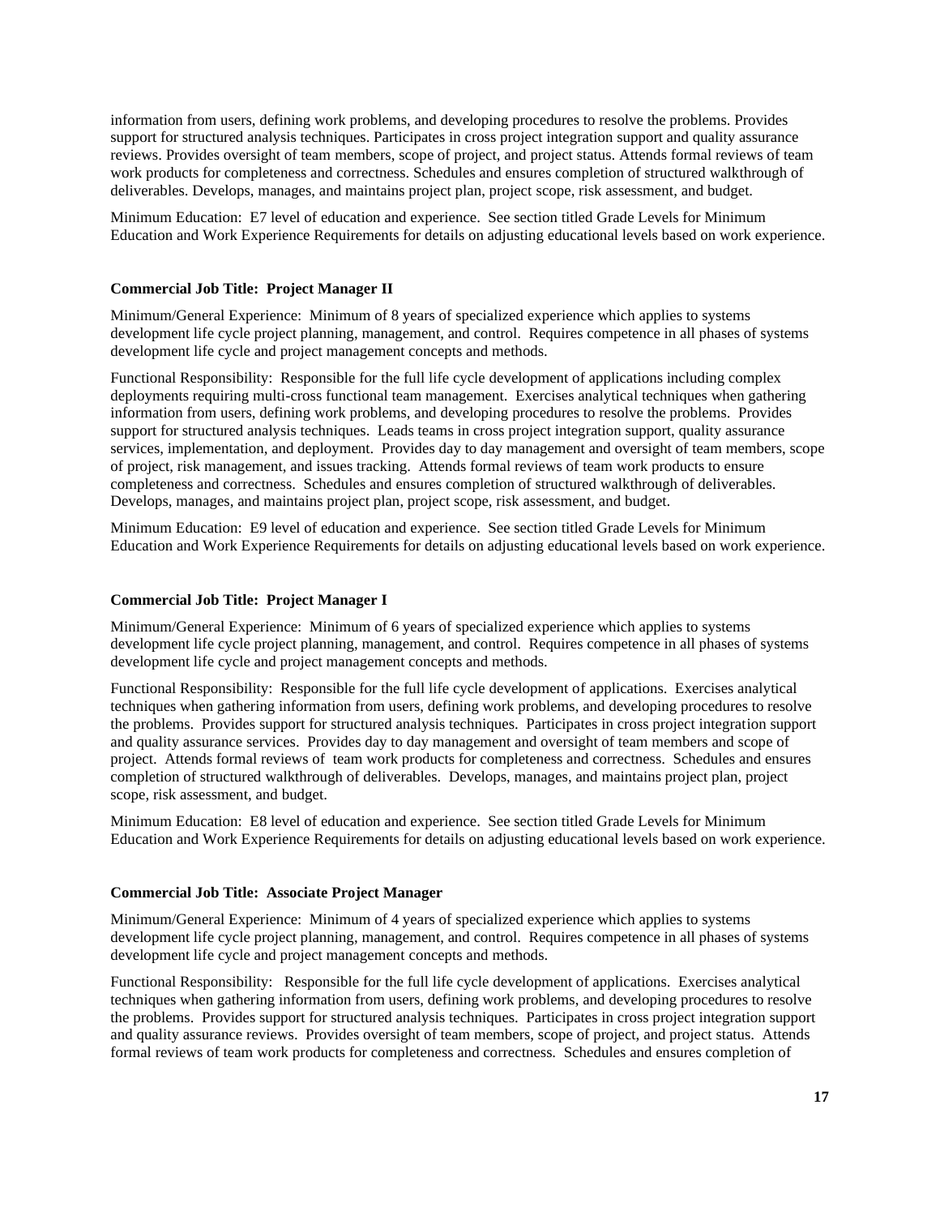information from users, defining work problems, and developing procedures to resolve the problems. Provides support for structured analysis techniques. Participates in cross project integration support and quality assurance reviews. Provides oversight of team members, scope of project, and project status. Attends formal reviews of team work products for completeness and correctness. Schedules and ensures completion of structured walkthrough of deliverables. Develops, manages, and maintains project plan, project scope, risk assessment, and budget.

Minimum Education: E7 level of education and experience. See section titled Grade Levels for Minimum Education and Work Experience Requirements for details on adjusting educational levels based on work experience.

**Commercial Job Title: Project Manager II**

Minimum/General Experience: Minimum of 8 years of specialized experience which applies to systems development life cycle project planning, management, and control. Requires competence in all phases of systems development life cycle and project management concepts and methods.

Functional Responsibility: Responsible for the full life cycle development of applications including complex deployments requiring multi-cross functional team management. Exercises analytical techniques when gathering information from users, defining work problems, and developing procedures to resolve the problems. Provides support for structured analysis techniques. Leads teams in cross project integration support, quality assurance services, implementation, and deployment. Provides day to day management and oversight of team members, scope of project, risk management, and issues tracking. Attends formal reviews of team work products to ensure completeness and correctness. Schedules and ensures completion of structured walkthrough of deliverables. Develops, manages, and maintains project plan, project scope, risk assessment, and budget.

Minimum Education: E9 level of education and experience. See section titled Grade Levels for Minimum Education and Work Experience Requirements for details on adjusting educational levels based on work experience.

**Commercial Job Title: Project Manager I**

Minimum/General Experience: Minimum of 6 years of specialized experience which applies to systems development life cycle project planning, management, and control. Requires competence in all phases of systems development life cycle and project management concepts and methods.

Functional Responsibility: Responsible for the full life cycle development of applications. Exercises analytical techniques when gathering information from users, defining work problems, and developing procedures to resolve the problems. Provides support for structured analysis techniques. Participates in cross project integration support and quality assurance services. Provides day to day management and oversight of team members and scope of project. Attends formal reviews of team work products for completeness and correctness. Schedules and ensures completion of structured walkthrough of deliverables. Develops, manages, and maintains project plan, project scope, risk assessment, and budget.

Minimum Education: E8 level of education and experience. See section titled Grade Levels for Minimum Education and Work Experience Requirements for details on adjusting educational levels based on work experience.

**Commercial Job Title: Associate Project Manager**

Minimum/General Experience: Minimum of 4 years of specialized experience which applies to systems development life cycle project planning, management, and control. Requires competence in all phases of systems development life cycle and project management concepts and methods.

Functional Responsibility: Responsible for the full life cycle development of applications. Exercises analytical techniques when gathering information from users, defining work problems, and developing procedures to resolve the problems. Provides support for structured analysis techniques. Participates in cross project integration support and quality assurance reviews. Provides oversight of team members, scope of project, and project status. Attends formal reviews of team work products for completeness and correctness. Schedules and ensures completion of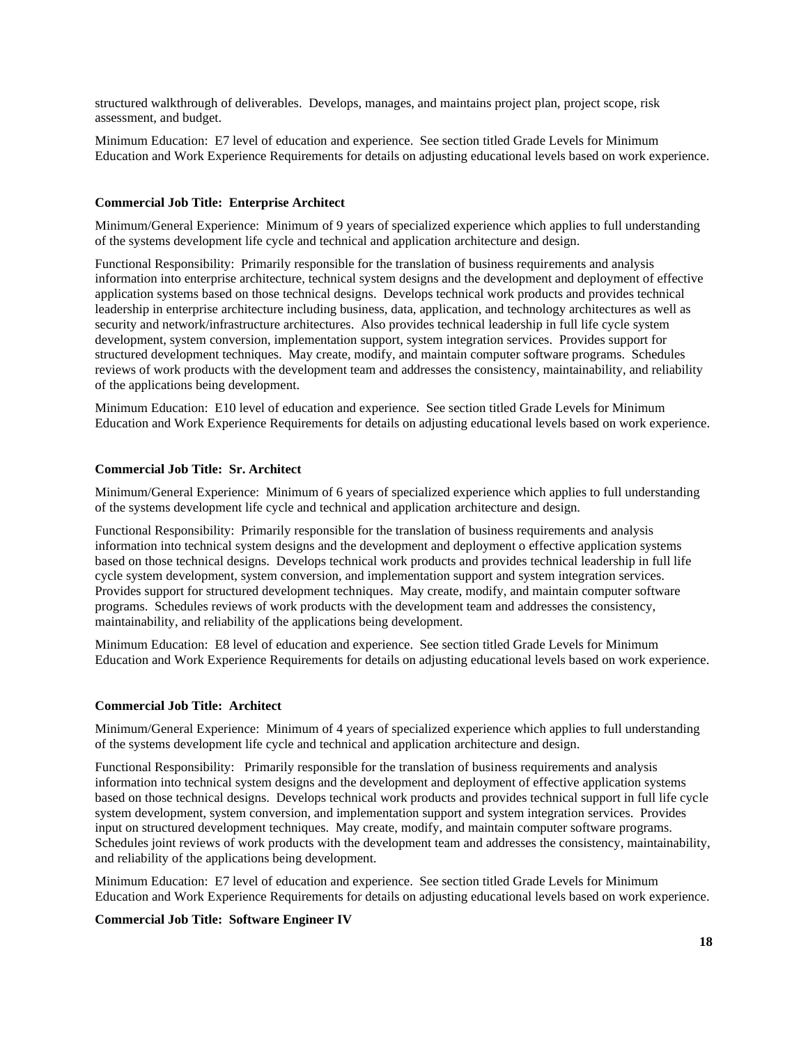structured walkthrough of deliverables. Develops, manages, and maintains project plan, project scope, risk assessment, and budget.

Minimum Education: E7 level of education and experience. See section titled Grade Levels for Minimum Education and Work Experience Requirements for details on adjusting educational levels based on work experience.

**Commercial Job Title: Enterprise Architect**

Minimum/General Experience: Minimum of 9 years of specialized experience which applies to full understanding of the systems development life cycle and technical and application architecture and design.

Functional Responsibility: Primarily responsible for the translation of business requirements and analysis information into enterprise architecture, technical system designs and the development and deployment of effective application systems based on those technical designs. Develops technical work products and provides technical leadership in enterprise architecture including business, data, application, and technology architectures as well as security and network/infrastructure architectures. Also provides technical leadership in full life cycle system development, system conversion, implementation support, system integration services. Provides support for structured development techniques. May create, modify, and maintain computer software programs. Schedules reviews of work products with the development team and addresses the consistency, maintainability, and reliability of the applications being development.

Minimum Education: E10 level of education and experience. See section titled Grade Levels for Minimum Education and Work Experience Requirements for details on adjusting educational levels based on work experience.

**Commercial Job Title: Sr. Architect**

Minimum/General Experience: Minimum of 6 years of specialized experience which applies to full understanding of the systems development life cycle and technical and application architecture and design.

Functional Responsibility: Primarily responsible for the translation of business requirements and analysis information into technical system designs and the development and deployment o effective application systems based on those technical designs. Develops technical work products and provides technical leadership in full life cycle system development, system conversion, and implementation support and system integration services. Provides support for structured development techniques. May create, modify, and maintain computer software programs. Schedules reviews of work products with the development team and addresses the consistency, maintainability, and reliability of the applications being development.

Minimum Education: E8 level of education and experience. See section titled Grade Levels for Minimum Education and Work Experience Requirements for details on adjusting educational levels based on work experience.

**Commercial Job Title: Architect**

Minimum/General Experience: Minimum of 4 years of specialized experience which applies to full understanding of the systems development life cycle and technical and application architecture and design.

Functional Responsibility: Primarily responsible for the translation of business requirements and analysis information into technical system designs and the development and deployment of effective application systems based on those technical designs. Develops technical work products and provides technical support in full life cycle system development, system conversion, and implementation support and system integration services. Provides input on structured development techniques. May create, modify, and maintain computer software programs. Schedules joint reviews of work products with the development team and addresses the consistency, maintainability, and reliability of the applications being development.

Minimum Education: E7 level of education and experience. See section titled Grade Levels for Minimum Education and Work Experience Requirements for details on adjusting educational levels based on work experience.

**Commercial Job Title: Software Engineer IV**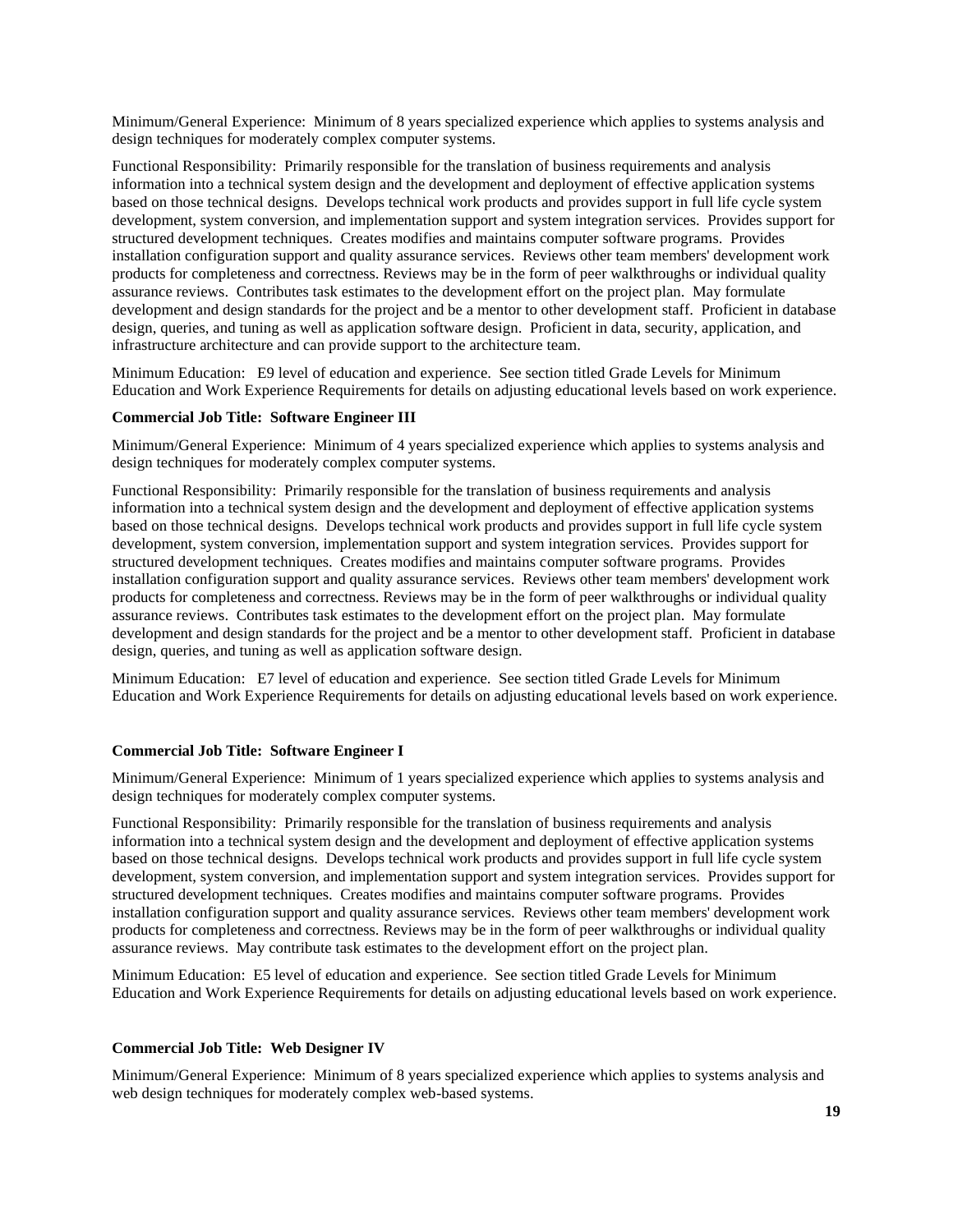Minimum/General Experience: Minimum of 8 years specialized experience which applies to systems analysis and design techniques for moderately complex computer systems.

Functional Responsibility: Primarily responsible for the translation of business requirements and analysis information into a technical system design and the development and deployment of effective application systems based on those technical designs. Develops technical work products and provides support in full life cycle system development, system conversion, and implementation support and system integration services. Provides support for structured development techniques. Creates modifies and maintains computer software programs. Provides installation configuration support and quality assurance services. Reviews other team members' development work products for completeness and correctness. Reviews may be in the form of peer walkthroughs or individual quality assurance reviews. Contributes task estimates to the development effort on the project plan. May formulate development and design standards for the project and be a mentor to other development staff. Proficient in database design, queries, and tuning as well as application software design. Proficient in data, security, application, and infrastructure architecture and can provide support to the architecture team.

Minimum Education: E9 level of education and experience. See section titled Grade Levels for Minimum Education and Work Experience Requirements for details on adjusting educational levels based on work experience.

**Commercial Job Title: Software Engineer III**

Minimum/General Experience: Minimum of 4 years specialized experience which applies to systems analysis and design techniques for moderately complex computer systems.

Functional Responsibility: Primarily responsible for the translation of business requirements and analysis information into a technical system design and the development and deployment of effective application systems based on those technical designs. Develops technical work products and provides support in full life cycle system development, system conversion, implementation support and system integration services. Provides support for structured development techniques. Creates modifies and maintains computer software programs. Provides installation configuration support and quality assurance services. Reviews other team members' development work products for completeness and correctness. Reviews may be in the form of peer walkthroughs or individual quality assurance reviews. Contributes task estimates to the development effort on the project plan. May formulate development and design standards for the project and be a mentor to other development staff. Proficient in database design, queries, and tuning as well as application software design.

Minimum Education: E7 level of education and experience. See section titled Grade Levels for Minimum Education and Work Experience Requirements for details on adjusting educational levels based on work experience.

**Commercial Job Title: Software Engineer I**

Minimum/General Experience: Minimum of 1 years specialized experience which applies to systems analysis and design techniques for moderately complex computer systems.

Functional Responsibility: Primarily responsible for the translation of business requirements and analysis information into a technical system design and the development and deployment of effective application systems based on those technical designs. Develops technical work products and provides support in full life cycle system development, system conversion, and implementation support and system integration services. Provides support for structured development techniques. Creates modifies and maintains computer software programs. Provides installation configuration support and quality assurance services. Reviews other team members' development work products for completeness and correctness. Reviews may be in the form of peer walkthroughs or individual quality assurance reviews. May contribute task estimates to the development effort on the project plan.

Minimum Education: E5 level of education and experience. See section titled Grade Levels for Minimum Education and Work Experience Requirements for details on adjusting educational levels based on work experience.

**Commercial Job Title: Web Designer IV**

Minimum/General Experience: Minimum of 8 years specialized experience which applies to systems analysis and web design techniques for moderately complex web-based systems.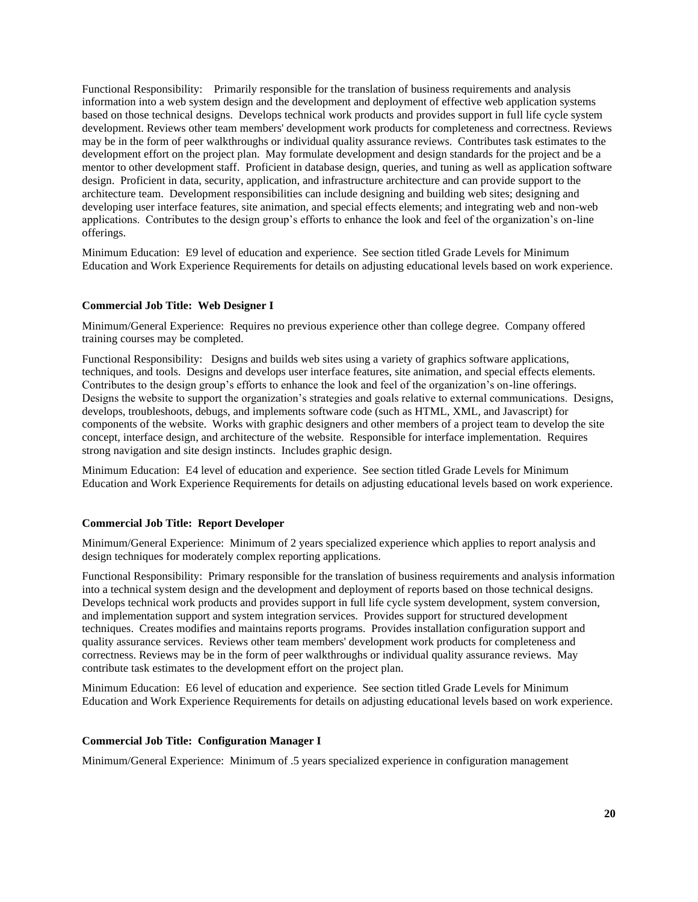Functional Responsibility: Primarily responsible for the translation of business requirements and analysis information into a web system design and the development and deployment of effective web application systems based on those technical designs. Develops technical work products and provides support in full life cycle system development. Reviews other team members' development work products for completeness and correctness. Reviews may be in the form of peer walkthroughs or individual quality assurance reviews. Contributes task estimates to the development effort on the project plan. May formulate development and design standards for the project and be a mentor to other development staff. Proficient in database design, queries, and tuning as well as application software design. Proficient in data, security, application, and infrastructure architecture and can provide support to the architecture team. Development responsibilities can include designing and building web sites; designing and developing user interface features, site animation, and special effects elements; and integrating web and non-web applications. Contributes to the design group's efforts to enhance the look and feel of the organization's on-line offerings.

Minimum Education: E9 level of education and experience. See section titled Grade Levels for Minimum Education and Work Experience Requirements for details on adjusting educational levels based on work experience.

**Commercial Job Title: Web Designer I**

Minimum/General Experience: Requires no previous experience other than college degree. Company offered training courses may be completed.

Functional Responsibility: Designs and builds web sites using a variety of graphics software applications, techniques, and tools. Designs and develops user interface features, site animation, and special effects elements. Contributes to the design group's efforts to enhance the look and feel of the organization's on-line offerings. Designs the website to support the organization's strategies and goals relative to external communications. Designs, develops, troubleshoots, debugs, and implements software code (such as HTML, XML, and Javascript) for components of the website. Works with graphic designers and other members of a project team to develop the site concept, interface design, and architecture of the website. Responsible for interface implementation. Requires strong navigation and site design instincts. Includes graphic design.

Minimum Education: E4 level of education and experience. See section titled Grade Levels for Minimum Education and Work Experience Requirements for details on adjusting educational levels based on work experience.

**Commercial Job Title: Report Developer**

Minimum/General Experience: Minimum of 2 years specialized experience which applies to report analysis and design techniques for moderately complex reporting applications.

Functional Responsibility: Primary responsible for the translation of business requirements and analysis information into a technical system design and the development and deployment of reports based on those technical designs. Develops technical work products and provides support in full life cycle system development, system conversion, and implementation support and system integration services. Provides support for structured development techniques. Creates modifies and maintains reports programs. Provides installation configuration support and quality assurance services. Reviews other team members' development work products for completeness and correctness. Reviews may be in the form of peer walkthroughs or individual quality assurance reviews. May contribute task estimates to the development effort on the project plan.

Minimum Education: E6 level of education and experience. See section titled Grade Levels for Minimum Education and Work Experience Requirements for details on adjusting educational levels based on work experience.

**Commercial Job Title: Configuration Manager I**

Minimum/General Experience: Minimum of .5 years specialized experience in configuration management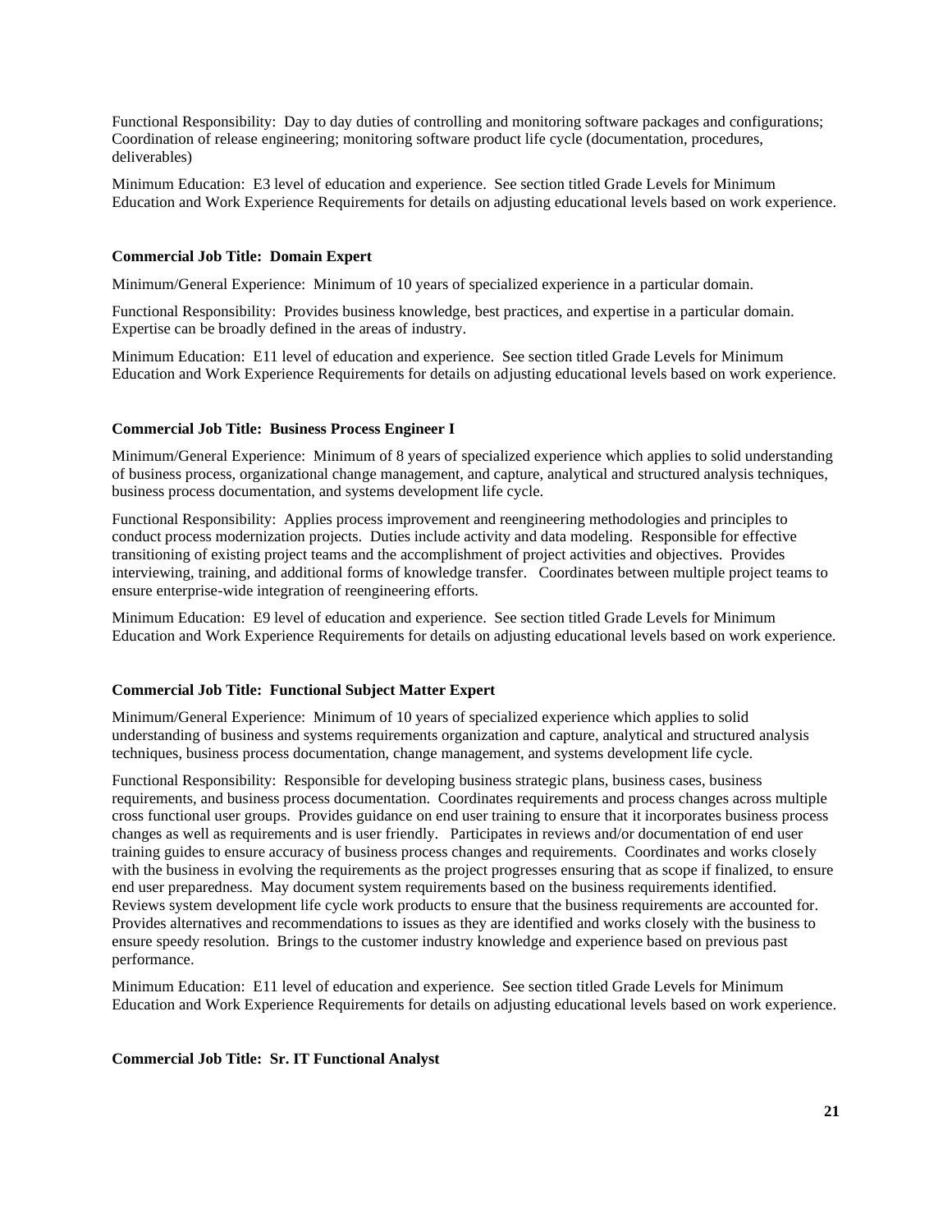Functional Responsibility: Day to day duties of controlling and monitoring software packages and configurations; Coordination of release engineering; monitoring software product life cycle (documentation, procedures, deliverables)

Minimum Education: E3 level of education and experience. See section titled Grade Levels for Minimum Education and Work Experience Requirements for details on adjusting educational levels based on work experience.

**Commercial Job Title: Domain Expert**

Minimum/General Experience: Minimum of 10 years of specialized experience in a particular domain.

Functional Responsibility: Provides business knowledge, best practices, and expertise in a particular domain. Expertise can be broadly defined in the areas of industry.

Minimum Education: E11 level of education and experience. See section titled Grade Levels for Minimum Education and Work Experience Requirements for details on adjusting educational levels based on work experience.

**Commercial Job Title: Business Process Engineer I**

Minimum/General Experience: Minimum of 8 years of specialized experience which applies to solid understanding of business process, organizational change management, and capture, analytical and structured analysis techniques, business process documentation, and systems development life cycle.

Functional Responsibility: Applies process improvement and reengineering methodologies and principles to conduct process modernization projects. Duties include activity and data modeling. Responsible for effective transitioning of existing project teams and the accomplishment of project activities and objectives. Provides interviewing, training, and additional forms of knowledge transfer. Coordinates between multiple project teams to ensure enterprise-wide integration of reengineering efforts.

Minimum Education: E9 level of education and experience. See section titled Grade Levels for Minimum Education and Work Experience Requirements for details on adjusting educational levels based on work experience.

**Commercial Job Title: Functional Subject Matter Expert**

Minimum/General Experience: Minimum of 10 years of specialized experience which applies to solid understanding of business and systems requirements organization and capture, analytical and structured analysis techniques, business process documentation, change management, and systems development life cycle.

Functional Responsibility: Responsible for developing business strategic plans, business cases, business requirements, and business process documentation. Coordinates requirements and process changes across multiple cross functional user groups. Provides guidance on end user training to ensure that it incorporates business process changes as well as requirements and is user friendly. Participates in reviews and/or documentation of end user training guides to ensure accuracy of business process changes and requirements. Coordinates and works closely with the business in evolving the requirements as the project progresses ensuring that as scope if finalized, to ensure end user preparedness. May document system requirements based on the business requirements identified. Reviews system development life cycle work products to ensure that the business requirements are accounted for. Provides alternatives and recommendations to issues as they are identified and works closely with the business to ensure speedy resolution. Brings to the customer industry knowledge and experience based on previous past performance.

Minimum Education: E11 level of education and experience. See section titled Grade Levels for Minimum Education and Work Experience Requirements for details on adjusting educational levels based on work experience.

**Commercial Job Title: Sr. IT Functional Analyst**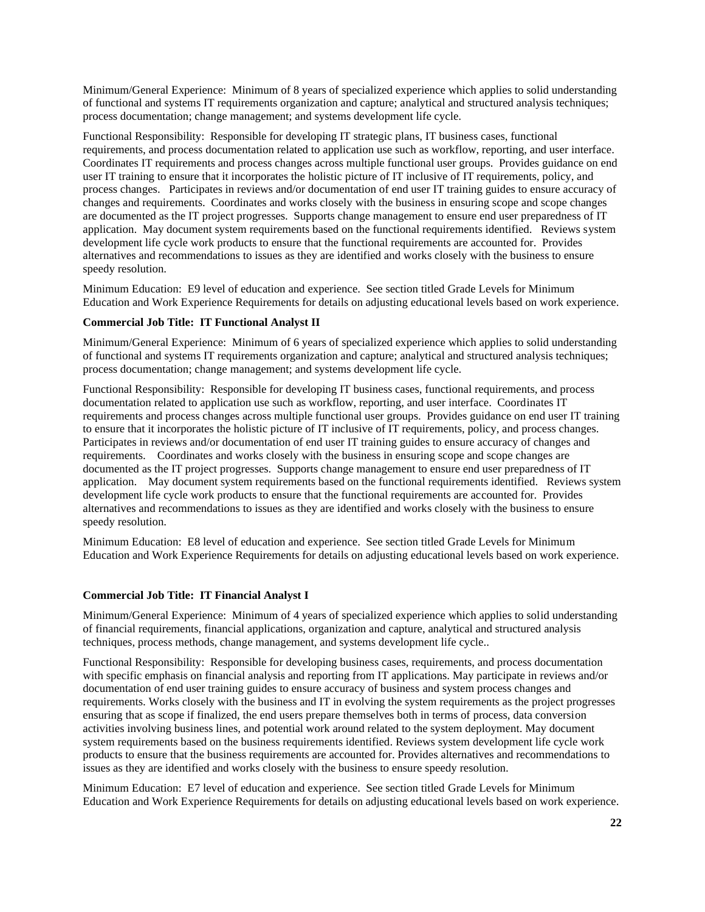Minimum/General Experience: Minimum of 8 years of specialized experience which applies to solid understanding of functional and systems IT requirements organization and capture; analytical and structured analysis techniques; process documentation; change management; and systems development life cycle.

Functional Responsibility: Responsible for developing IT strategic plans, IT business cases, functional requirements, and process documentation related to application use such as workflow, reporting, and user interface. Coordinates IT requirements and process changes across multiple functional user groups. Provides guidance on end user IT training to ensure that it incorporates the holistic picture of IT inclusive of IT requirements, policy, and process changes. Participates in reviews and/or documentation of end user IT training guides to ensure accuracy of changes and requirements. Coordinates and works closely with the business in ensuring scope and scope changes are documented as the IT project progresses. Supports change management to ensure end user preparedness of IT application. May document system requirements based on the functional requirements identified. Reviews system development life cycle work products to ensure that the functional requirements are accounted for. Provides alternatives and recommendations to issues as they are identified and works closely with the business to ensure speedy resolution.

Minimum Education: E9 level of education and experience. See section titled Grade Levels for Minimum Education and Work Experience Requirements for details on adjusting educational levels based on work experience.

**Commercial Job Title: IT Functional Analyst II**

Minimum/General Experience: Minimum of 6 years of specialized experience which applies to solid understanding of functional and systems IT requirements organization and capture; analytical and structured analysis techniques; process documentation; change management; and systems development life cycle.

Functional Responsibility: Responsible for developing IT business cases, functional requirements, and process documentation related to application use such as workflow, reporting, and user interface. Coordinates IT requirements and process changes across multiple functional user groups. Provides guidance on end user IT training to ensure that it incorporates the holistic picture of IT inclusive of IT requirements, policy, and process changes. Participates in reviews and/or documentation of end user IT training guides to ensure accuracy of changes and requirements. Coordinates and works closely with the business in ensuring scope and scope changes are documented as the IT project progresses. Supports change management to ensure end user preparedness of IT application. May document system requirements based on the functional requirements identified. Reviews system development life cycle work products to ensure that the functional requirements are accounted for. Provides alternatives and recommendations to issues as they are identified and works closely with the business to ensure speedy resolution.

Minimum Education: E8 level of education and experience. See section titled Grade Levels for Minimum Education and Work Experience Requirements for details on adjusting educational levels based on work experience.

**Commercial Job Title: IT Financial Analyst I**

Minimum/General Experience: Minimum of 4 years of specialized experience which applies to solid understanding of financial requirements, financial applications, organization and capture, analytical and structured analysis techniques, process methods, change management, and systems development life cycle..

Functional Responsibility: Responsible for developing business cases, requirements, and process documentation with specific emphasis on financial analysis and reporting from IT applications. May participate in reviews and/or documentation of end user training guides to ensure accuracy of business and system process changes and requirements. Works closely with the business and IT in evolving the system requirements as the project progresses ensuring that as scope if finalized, the end users prepare themselves both in terms of process, data conversion activities involving business lines, and potential work around related to the system deployment. May document system requirements based on the business requirements identified. Reviews system development life cycle work products to ensure that the business requirements are accounted for. Provides alternatives and recommendations to issues as they are identified and works closely with the business to ensure speedy resolution.

Minimum Education: E7 level of education and experience. See section titled Grade Levels for Minimum Education and Work Experience Requirements for details on adjusting educational levels based on work experience.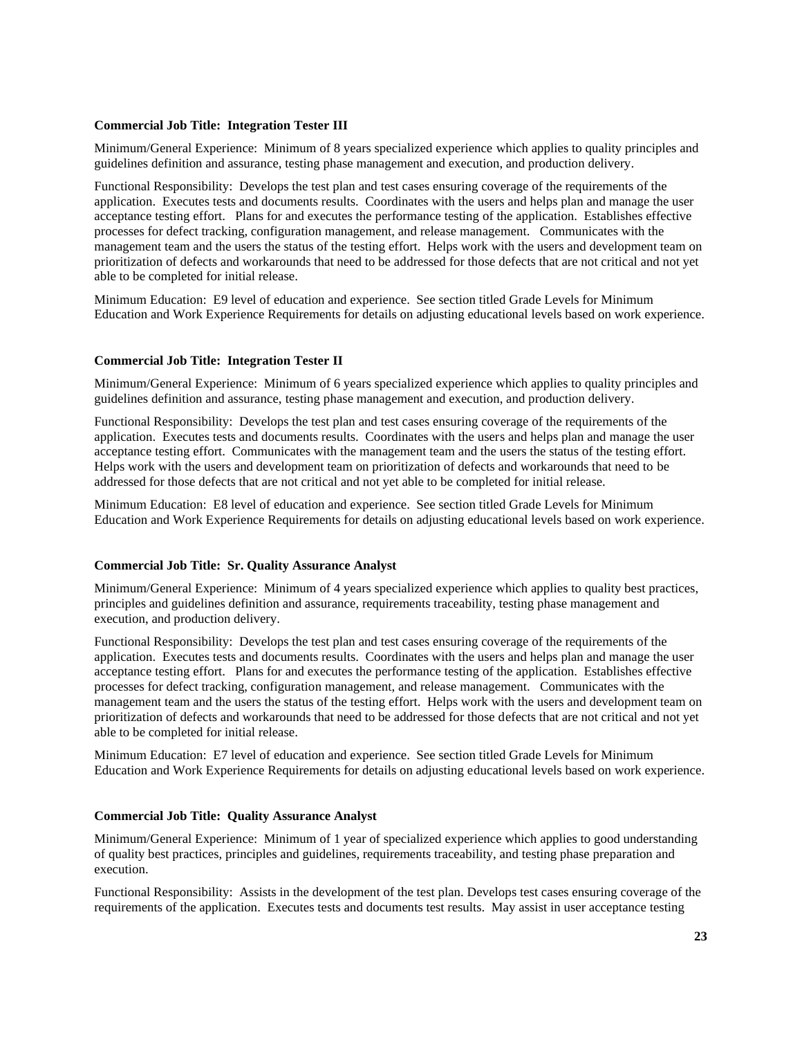**Commercial Job Title: Integration Tester III**

Minimum/General Experience: Minimum of 8 years specialized experience which applies to quality principles and guidelines definition and assurance, testing phase management and execution, and production delivery.

Functional Responsibility: Develops the test plan and test cases ensuring coverage of the requirements of the application. Executes tests and documents results. Coordinates with the users and helps plan and manage the user acceptance testing effort. Plans for and executes the performance testing of the application. Establishes effective processes for defect tracking, configuration management, and release management. Communicates with the management team and the users the status of the testing effort. Helps work with the users and development team on prioritization of defects and workarounds that need to be addressed for those defects that are not critical and not yet able to be completed for initial release.

Minimum Education: E9 level of education and experience. See section titled Grade Levels for Minimum Education and Work Experience Requirements for details on adjusting educational levels based on work experience.

**Commercial Job Title: Integration Tester II**

Minimum/General Experience: Minimum of 6 years specialized experience which applies to quality principles and guidelines definition and assurance, testing phase management and execution, and production delivery.

Functional Responsibility: Develops the test plan and test cases ensuring coverage of the requirements of the application. Executes tests and documents results. Coordinates with the users and helps plan and manage the user acceptance testing effort. Communicates with the management team and the users the status of the testing effort. Helps work with the users and development team on prioritization of defects and workarounds that need to be addressed for those defects that are not critical and not yet able to be completed for initial release.

Minimum Education: E8 level of education and experience. See section titled Grade Levels for Minimum Education and Work Experience Requirements for details on adjusting educational levels based on work experience.

**Commercial Job Title: Sr. Quality Assurance Analyst**

Minimum/General Experience: Minimum of 4 years specialized experience which applies to quality best practices, principles and guidelines definition and assurance, requirements traceability, testing phase management and execution, and production delivery.

Functional Responsibility: Develops the test plan and test cases ensuring coverage of the requirements of the application. Executes tests and documents results. Coordinates with the users and helps plan and manage the user acceptance testing effort. Plans for and executes the performance testing of the application. Establishes effective processes for defect tracking, configuration management, and release management. Communicates with the management team and the users the status of the testing effort. Helps work with the users and development team on prioritization of defects and workarounds that need to be addressed for those defects that are not critical and not yet able to be completed for initial release.

Minimum Education: E7 level of education and experience. See section titled Grade Levels for Minimum Education and Work Experience Requirements for details on adjusting educational levels based on work experience.

**Commercial Job Title: Quality Assurance Analyst**

Minimum/General Experience: Minimum of 1 year of specialized experience which applies to good understanding of quality best practices, principles and guidelines, requirements traceability, and testing phase preparation and execution.

Functional Responsibility: Assists in the development of the test plan. Develops test cases ensuring coverage of the requirements of the application. Executes tests and documents test results. May assist in user acceptance testing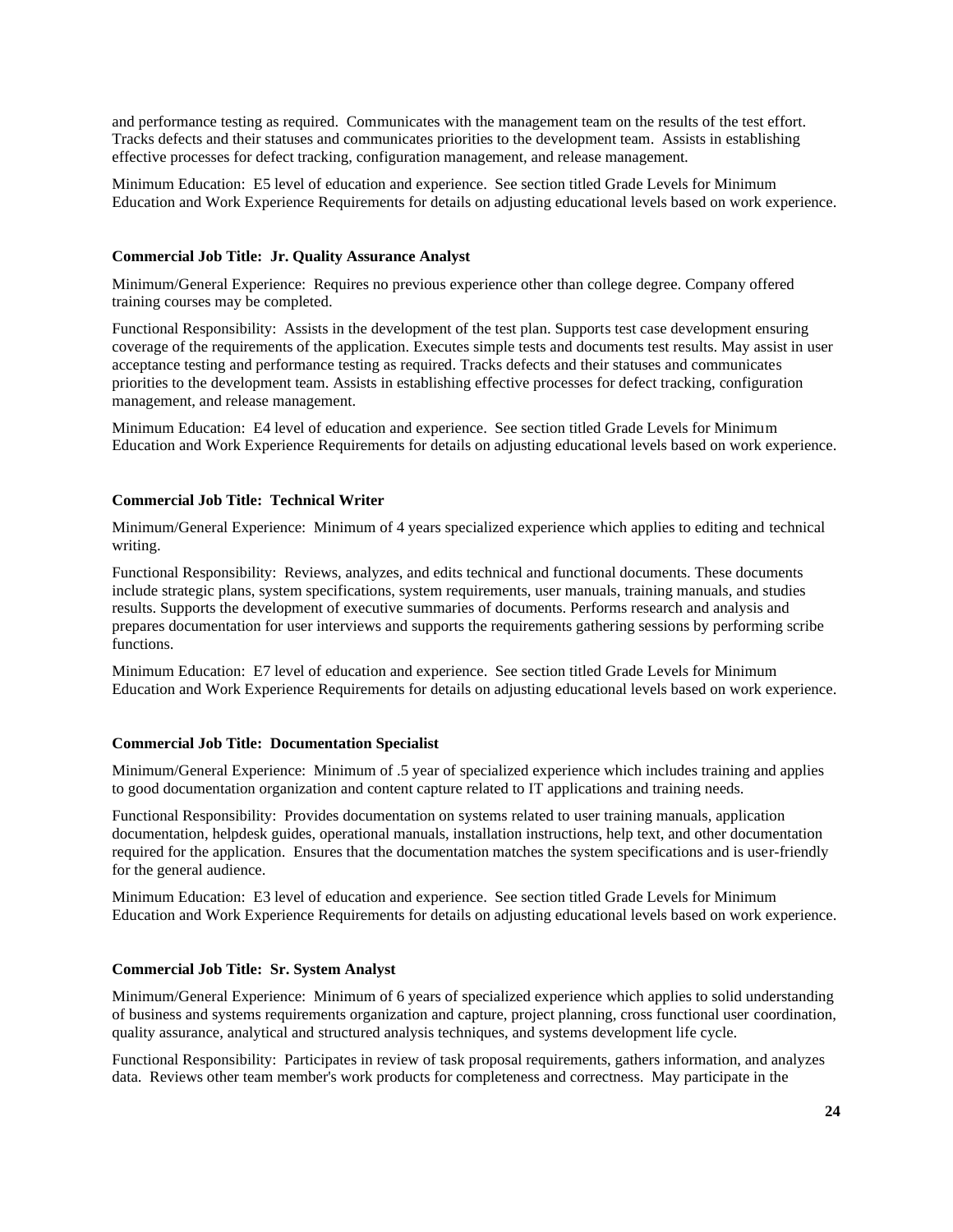and performance testing as required. Communicates with the management team on the results of the test effort. Tracks defects and their statuses and communicates priorities to the development team. Assists in establishing effective processes for defect tracking, configuration management, and release management.

Minimum Education: E5 level of education and experience. See section titled Grade Levels for Minimum Education and Work Experience Requirements for details on adjusting educational levels based on work experience.

**Commercial Job Title: Jr. Quality Assurance Analyst**

Minimum/General Experience: Requires no previous experience other than college degree. Company offered training courses may be completed.

Functional Responsibility: Assists in the development of the test plan. Supports test case development ensuring coverage of the requirements of the application. Executes simple tests and documents test results. May assist in user acceptance testing and performance testing as required. Tracks defects and their statuses and communicates priorities to the development team. Assists in establishing effective processes for defect tracking, configuration management, and release management.

Minimum Education: E4 level of education and experience. See section titled Grade Levels for Minimum Education and Work Experience Requirements for details on adjusting educational levels based on work experience.

**Commercial Job Title: Technical Writer**

Minimum/General Experience: Minimum of 4 years specialized experience which applies to editing and technical writing.

Functional Responsibility: Reviews, analyzes, and edits technical and functional documents. These documents include strategic plans, system specifications, system requirements, user manuals, training manuals, and studies results. Supports the development of executive summaries of documents. Performs research and analysis and prepares documentation for user interviews and supports the requirements gathering sessions by performing scribe functions.

Minimum Education: E7 level of education and experience. See section titled Grade Levels for Minimum Education and Work Experience Requirements for details on adjusting educational levels based on work experience.

**Commercial Job Title: Documentation Specialist**

Minimum/General Experience: Minimum of .5 year of specialized experience which includes training and applies to good documentation organization and content capture related to IT applications and training needs.

Functional Responsibility: Provides documentation on systems related to user training manuals, application documentation, helpdesk guides, operational manuals, installation instructions, help text, and other documentation required for the application. Ensures that the documentation matches the system specifications and is user-friendly for the general audience.

Minimum Education: E3 level of education and experience. See section titled Grade Levels for Minimum Education and Work Experience Requirements for details on adjusting educational levels based on work experience.

**Commercial Job Title: Sr. System Analyst**

Minimum/General Experience: Minimum of 6 years of specialized experience which applies to solid understanding of business and systems requirements organization and capture, project planning, cross functional user coordination, quality assurance, analytical and structured analysis techniques, and systems development life cycle.

Functional Responsibility: Participates in review of task proposal requirements, gathers information, and analyzes data. Reviews other team member's work products for completeness and correctness. May participate in the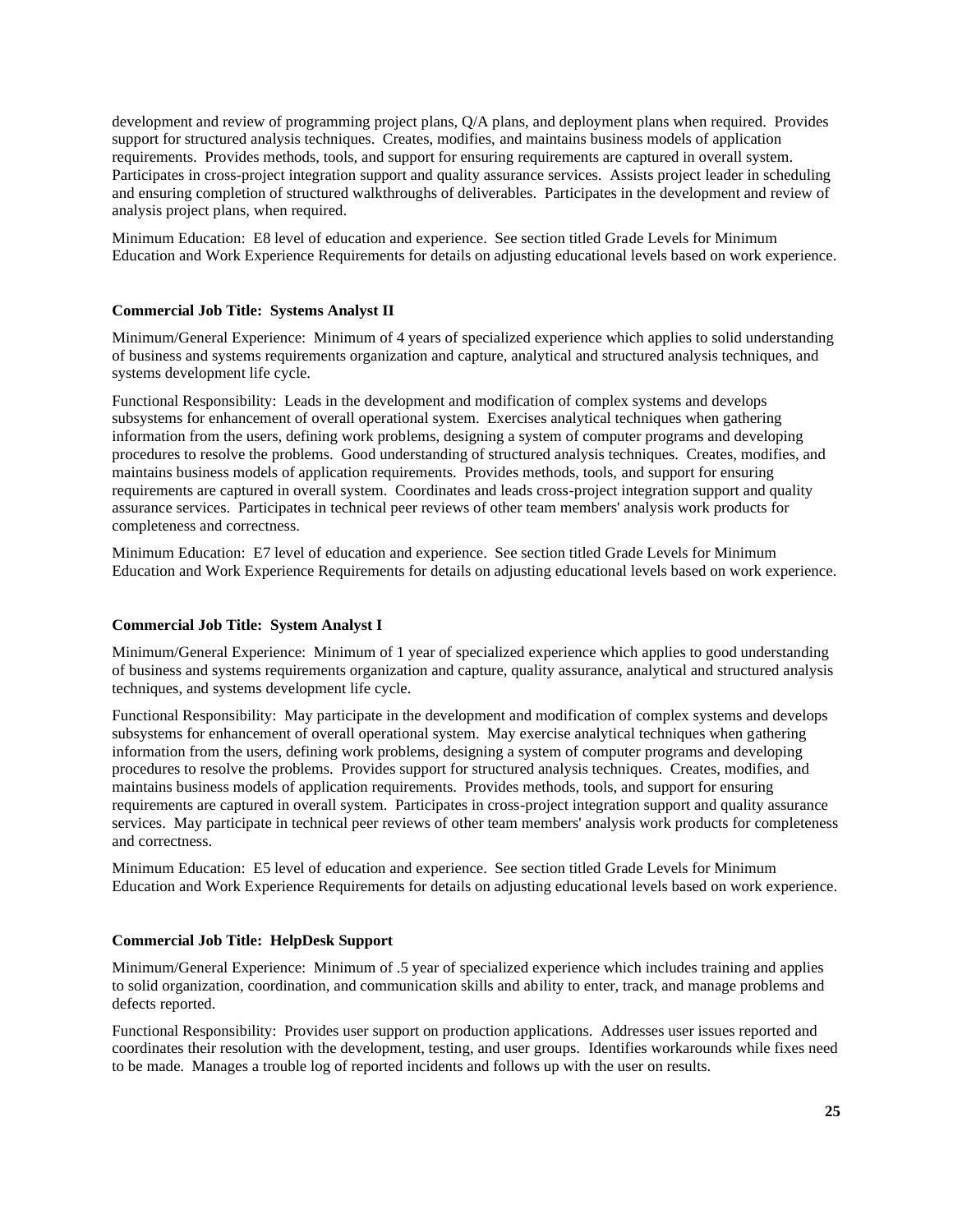development and review of programming project plans, Q/A plans, and deployment plans when required. Provides support for structured analysis techniques. Creates, modifies, and maintains business models of application requirements. Provides methods, tools, and support for ensuring requirements are captured in overall system. Participates in cross-project integration support and quality assurance services. Assists project leader in scheduling and ensuring completion of structured walkthroughs of deliverables. Participates in the development and review of analysis project plans, when required.

Minimum Education: E8 level of education and experience. See section titled Grade Levels for Minimum Education and Work Experience Requirements for details on adjusting educational levels based on work experience.

**Commercial Job Title: Systems Analyst II**

Minimum/General Experience: Minimum of 4 years of specialized experience which applies to solid understanding of business and systems requirements organization and capture, analytical and structured analysis techniques, and systems development life cycle.

Functional Responsibility: Leads in the development and modification of complex systems and develops subsystems for enhancement of overall operational system. Exercises analytical techniques when gathering information from the users, defining work problems, designing a system of computer programs and developing procedures to resolve the problems. Good understanding of structured analysis techniques. Creates, modifies, and maintains business models of application requirements. Provides methods, tools, and support for ensuring requirements are captured in overall system. Coordinates and leads cross-project integration support and quality assurance services. Participates in technical peer reviews of other team members' analysis work products for completeness and correctness.

Minimum Education: E7 level of education and experience. See section titled Grade Levels for Minimum Education and Work Experience Requirements for details on adjusting educational levels based on work experience.

**Commercial Job Title: System Analyst I**

Minimum/General Experience: Minimum of 1 year of specialized experience which applies to good understanding of business and systems requirements organization and capture, quality assurance, analytical and structured analysis techniques, and systems development life cycle.

Functional Responsibility: May participate in the development and modification of complex systems and develops subsystems for enhancement of overall operational system. May exercise analytical techniques when gathering information from the users, defining work problems, designing a system of computer programs and developing procedures to resolve the problems. Provides support for structured analysis techniques. Creates, modifies, and maintains business models of application requirements. Provides methods, tools, and support for ensuring requirements are captured in overall system. Participates in cross-project integration support and quality assurance services. May participate in technical peer reviews of other team members' analysis work products for completeness and correctness.

Minimum Education: E5 level of education and experience. See section titled Grade Levels for Minimum Education and Work Experience Requirements for details on adjusting educational levels based on work experience.

**Commercial Job Title: HelpDesk Support**

Minimum/General Experience: Minimum of .5 year of specialized experience which includes training and applies to solid organization, coordination, and communication skills and ability to enter, track, and manage problems and defects reported.

Functional Responsibility: Provides user support on production applications. Addresses user issues reported and coordinates their resolution with the development, testing, and user groups. Identifies workarounds while fixes need to be made. Manages a trouble log of reported incidents and follows up with the user on results.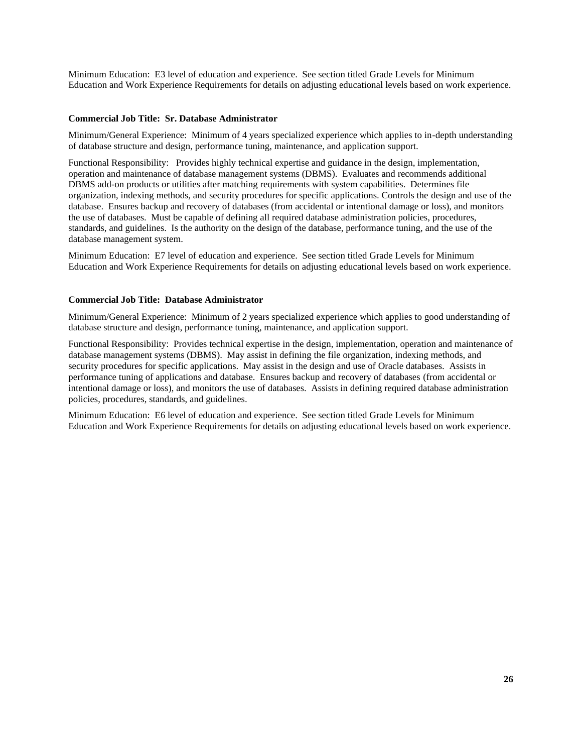Minimum Education: E3 level of education and experience. See section titled Grade Levels for Minimum Education and Work Experience Requirements for details on adjusting educational levels based on work experience.

**Commercial Job Title: Sr. Database Administrator**

Minimum/General Experience: Minimum of 4 years specialized experience which applies to in-depth understanding of database structure and design, performance tuning, maintenance, and application support.

Functional Responsibility: Provides highly technical expertise and guidance in the design, implementation, operation and maintenance of database management systems (DBMS). Evaluates and recommends additional DBMS add-on products or utilities after matching requirements with system capabilities. Determines file organization, indexing methods, and security procedures for specific applications. Controls the design and use of the database. Ensures backup and recovery of databases (from accidental or intentional damage or loss), and monitors the use of databases. Must be capable of defining all required database administration policies, procedures, standards, and guidelines. Is the authority on the design of the database, performance tuning, and the use of the database management system.

Minimum Education: E7 level of education and experience. See section titled Grade Levels for Minimum Education and Work Experience Requirements for details on adjusting educational levels based on work experience.

**Commercial Job Title: Database Administrator**

Minimum/General Experience: Minimum of 2 years specialized experience which applies to good understanding of database structure and design, performance tuning, maintenance, and application support.

Functional Responsibility: Provides technical expertise in the design, implementation, operation and maintenance of database management systems (DBMS). May assist in defining the file organization, indexing methods, and security procedures for specific applications. May assist in the design and use of Oracle databases. Assists in performance tuning of applications and database. Ensures backup and recovery of databases (from accidental or intentional damage or loss), and monitors the use of databases. Assists in defining required database administration policies, procedures, standards, and guidelines.

Minimum Education: E6 level of education and experience. See section titled Grade Levels for Minimum Education and Work Experience Requirements for details on adjusting educational levels based on work experience.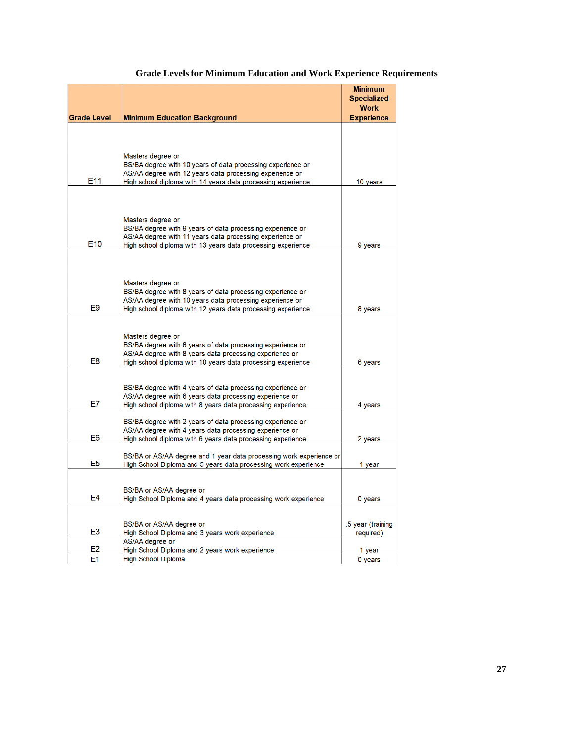## Grade Levels for Minimum Education and Work Experience Requirements

| Grade Level | Minimum Education Background | Minimum Specialized Work Experience |
|---|---|---|
| E11 | Masters degree or<br>BS/BA degree with 10 years of data processing experience or<br>AS/AA degree with 12 years data processing experience or<br>High school diploma with 14 years data processing experience | 10 years |
| E10 | Masters degree or<br>BS/BA degree with 9 years of data processing experience or<br>AS/AA degree with 11 years data processing experience or<br>High school diploma with 13 years data processing experience | 9 years |
| E9 | Masters degree or<br>BS/BA degree with 8 years of data processing experience or<br>AS/AA degree with 10 years data processing experience or<br>High school diploma with 12 years data processing experience | 8 years |
| E8 | Masters degree or<br>BS/BA degree with 6 years of data processing experience or<br>AS/AA degree with 8 years data processing experience or<br>High school diploma with 10 years data processing experience | 6 years |
| E7 | BS/BA degree with 4 years of data processing experience or<br>AS/AA degree with 6 years data processing experience or<br>High school diploma with 8 years data processing experience | 4 years |
| E6 | BS/BA degree with 2 years of data processing experience or<br>AS/AA degree with 4 years data processing experience or<br>High school diploma with 6 years data processing experience | 2 years |
| E5 | BS/BA or AS/AA degree and 1 year data processing work experience or<br>High School Diploma and 5 years data processing work experience | 1 year |
| E4 | BS/BA or AS/AA degree or<br>High School Diploma and 4 years data processing work experience | 0 years |
| E3 | BS/BA or AS/AA degree or<br>High School Diploma and 3 years work experience | .5 year (training required) |
| E2 | AS/AA degree or<br>High School Diploma and 2 years work experience | 1 year |
| E1 | High School Diploma | 0 years |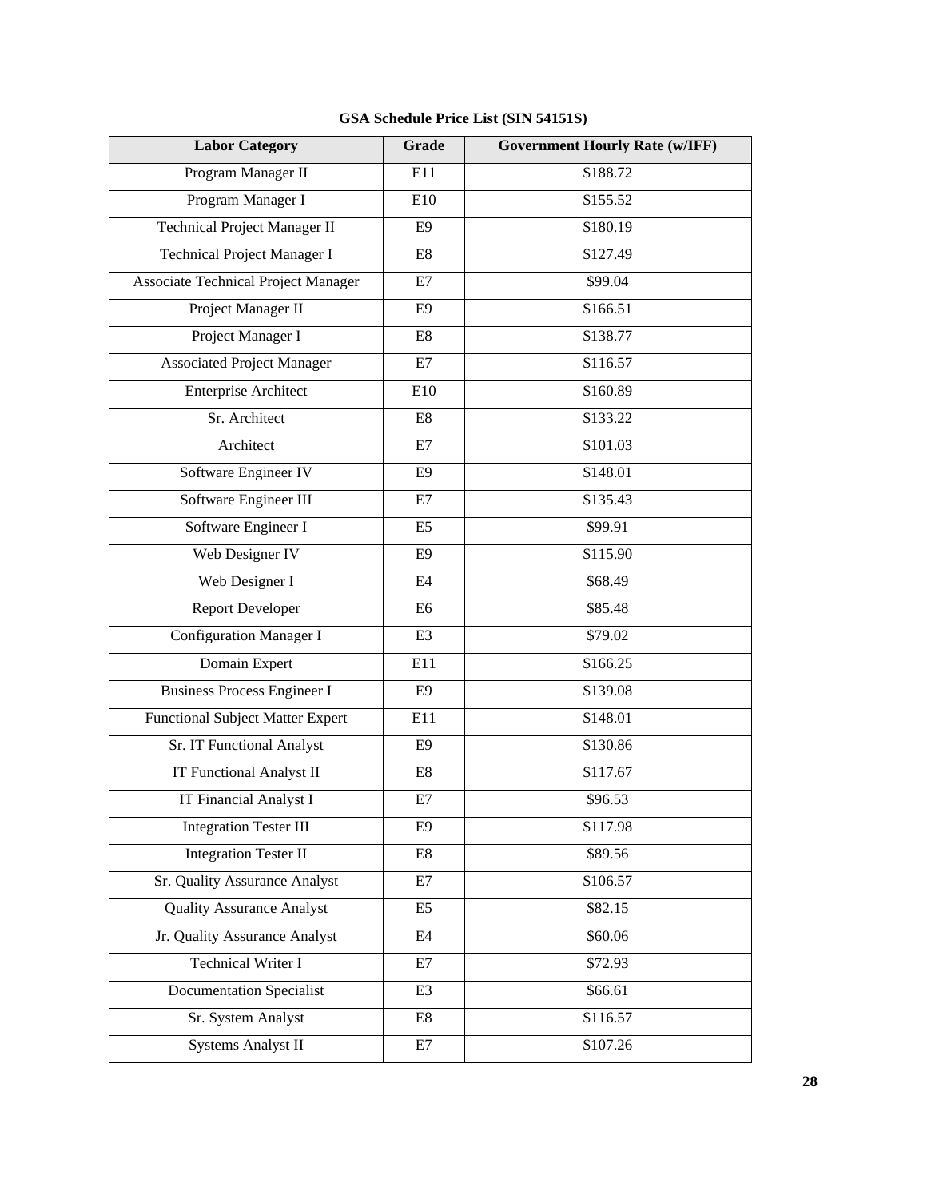**GSA Schedule Price List (SIN 54151S)**

| Labor Category | Grade | Government Hourly Rate (w/IFF) |
| --- | --- | --- |
| Program Manager II | E11 | $188.72 |
| Program Manager I | E10 | $155.52 |
| Technical Project Manager II | E9 | $180.19 |
| Technical Project Manager I | E8 | $127.49 |
| Associate Technical Project Manager | E7 | $99.04 |
| Project Manager II | E9 | $166.51 |
| Project Manager I | E8 | $138.77 |
| Associated Project Manager | E7 | $116.57 |
| Enterprise Architect | E10 | $160.89 |
| Sr. Architect | E8 | $133.22 |
| Architect | E7 | $101.03 |
| Software Engineer IV | E9 | $148.01 |
| Software Engineer III | E7 | $135.43 |
| Software Engineer I | E5 | $99.91 |
| Web Designer IV | E9 | $115.90 |
| Web Designer I | E4 | $68.49 |
| Report Developer | E6 | $85.48 |
| Configuration Manager I | E3 | $79.02 |
| Domain Expert | E11 | $166.25 |
| Business Process Engineer I | E9 | $139.08 |
| Functional Subject Matter Expert | E11 | $148.01 |
| Sr. IT Functional Analyst | E9 | $130.86 |
| IT Functional Analyst II | E8 | $117.67 |
| IT Financial Analyst I | E7 | $96.53 |
| Integration Tester III | E9 | $117.98 |
| Integration Tester II | E8 | $89.56 |
| Sr. Quality Assurance Analyst | E7 | $106.57 |
| Quality Assurance Analyst | E5 | $82.15 |
| Jr. Quality Assurance Analyst | E4 | $60.06 |
| Technical Writer I | E7 | $72.93 |
| Documentation Specialist | E3 | $66.61 |
| Sr. System Analyst | E8 | $116.57 |
| Systems Analyst II | E7 | $107.26 |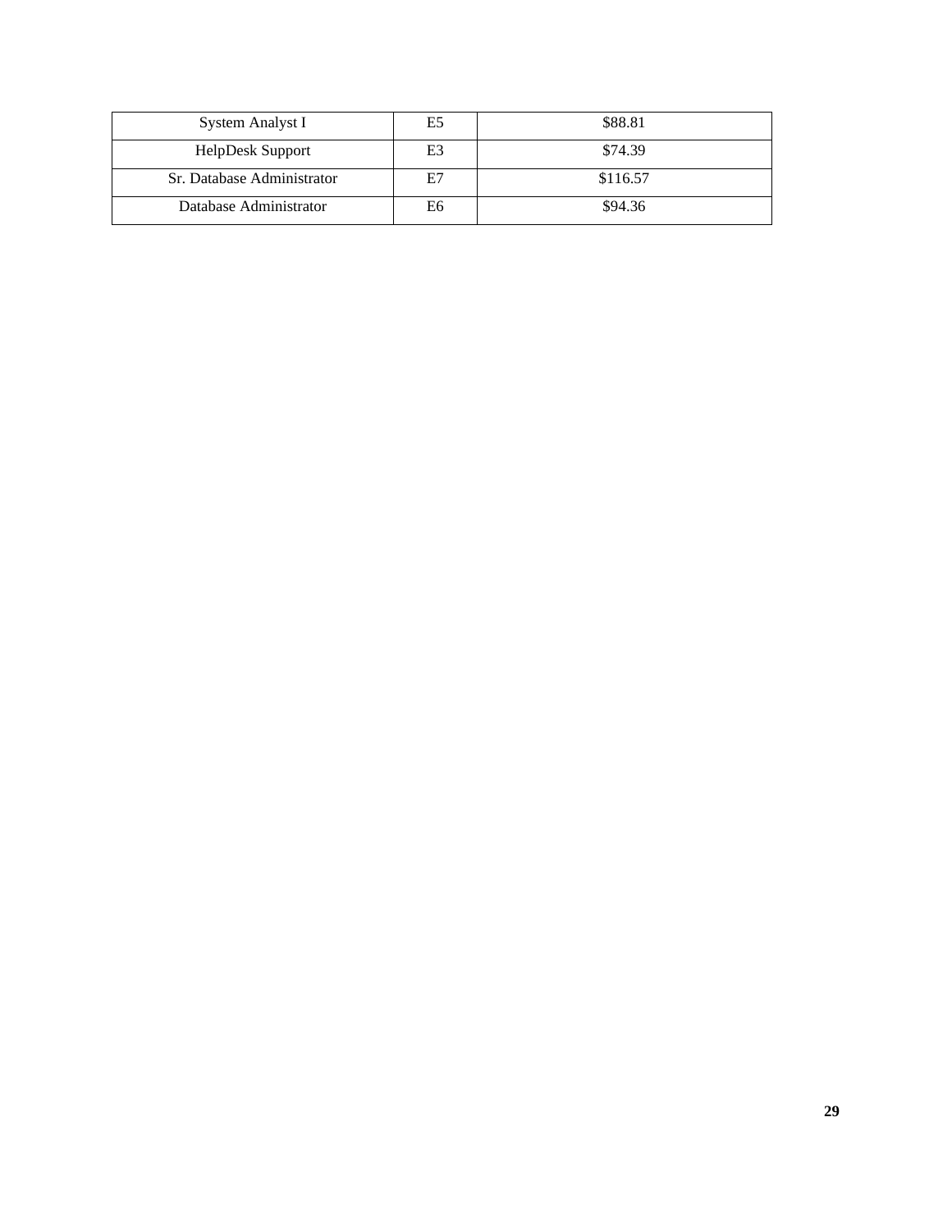| System Analyst I | E5 | $88.81 |
| --- | --- | --- |
| HelpDesk Support | E3 | $74.39 |
| Sr. Database Administrator | E7 | $116.57 |
| Database Administrator | E6 | $94.36 |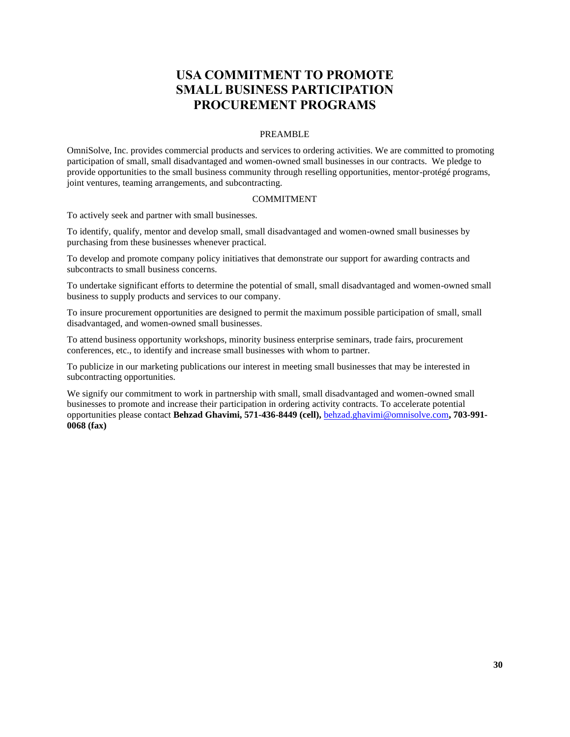# USA COMMITMENT TO PROMOTE SMALL BUSINESS PARTICIPATION PROCUREMENT PROGRAMS

PREAMBLE

OmniSolve, Inc. provides commercial products and services to ordering activities. We are committed to promoting participation of small, small disadvantaged and women-owned small businesses in our contracts. We pledge to provide opportunities to the small business community through reselling opportunities, mentor-protégé programs, joint ventures, teaming arrangements, and subcontracting.

COMMITMENT

To actively seek and partner with small businesses.

To identify, qualify, mentor and develop small, small disadvantaged and women-owned small businesses by purchasing from these businesses whenever practical.

To develop and promote company policy initiatives that demonstrate our support for awarding contracts and subcontracts to small business concerns.

To undertake significant efforts to determine the potential of small, small disadvantaged and women-owned small business to supply products and services to our company.

To insure procurement opportunities are designed to permit the maximum possible participation of small, small disadvantaged, and women-owned small businesses.

To attend business opportunity workshops, minority business enterprise seminars, trade fairs, procurement conferences, etc., to identify and increase small businesses with whom to partner.

To publicize in our marketing publications our interest in meeting small businesses that may be interested in subcontracting opportunities.

We signify our commitment to work in partnership with small, small disadvantaged and women-owned small businesses to promote and increase their participation in ordering activity contracts. To accelerate potential opportunities please contact **Behzad Ghavimi, 571-436-8449 (cell),** behzad.ghavimi@omnisolve.com**, 703-991-0068 (fax)**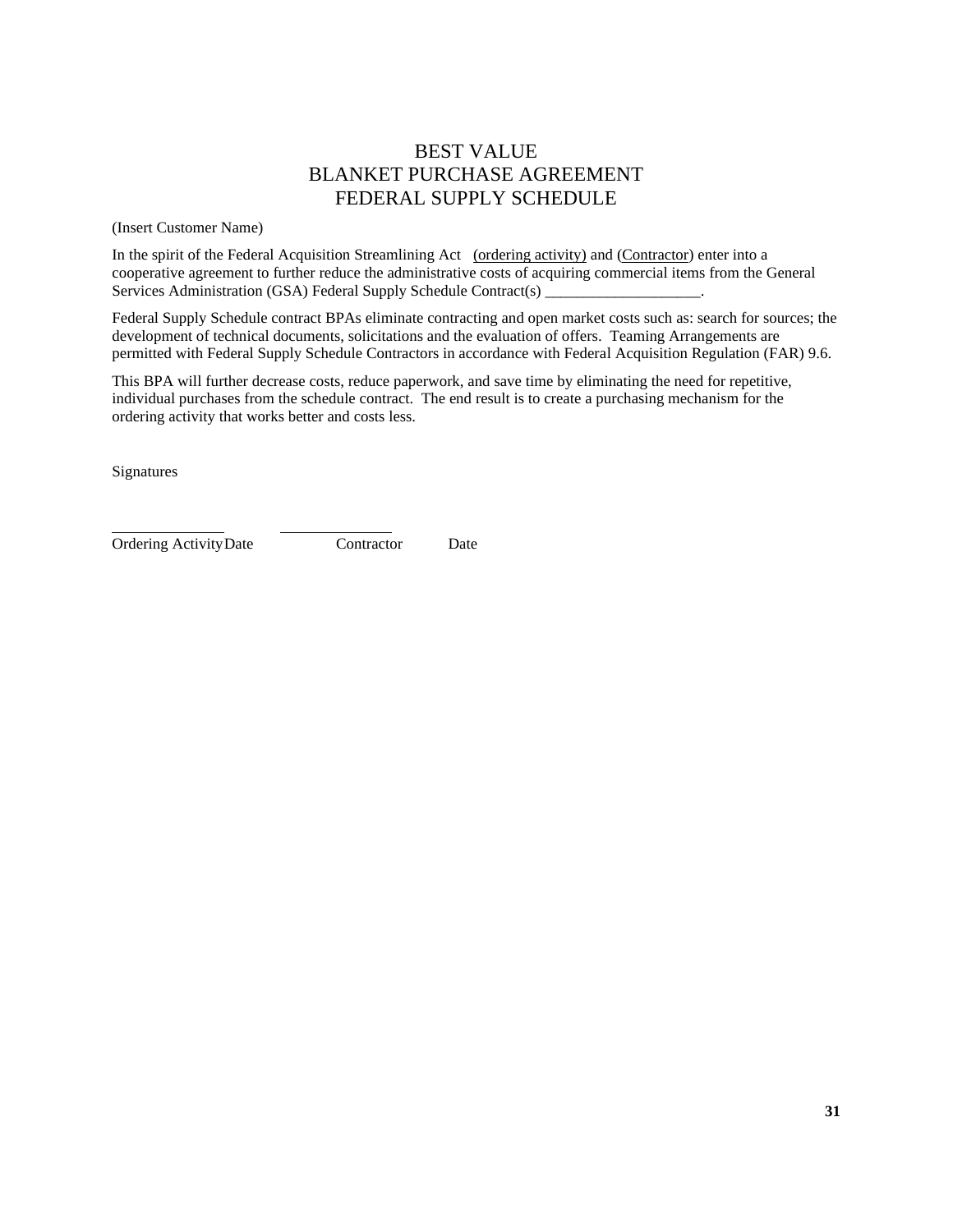# BEST VALUE
# BLANKET PURCHASE AGREEMENT
# FEDERAL SUPPLY SCHEDULE

(Insert Customer Name)

In the spirit of the Federal Acquisition Streamlining Act (ordering activity) and (Contractor) enter into a cooperative agreement to further reduce the administrative costs of acquiring commercial items from the General Services Administration (GSA) Federal Supply Schedule Contract(s) ____________________.

Federal Supply Schedule contract BPAs eliminate contracting and open market costs such as: search for sources; the development of technical documents, solicitations and the evaluation of offers. Teaming Arrangements are permitted with Federal Supply Schedule Contractors in accordance with Federal Acquisition Regulation (FAR) 9.6.

This BPA will further decrease costs, reduce paperwork, and save time by eliminating the need for repetitive, individual purchases from the schedule contract. The end result is to create a purchasing mechanism for the ordering activity that works better and costs less.

Signatures

______________ ______________

Ordering Activity Date Contractor Date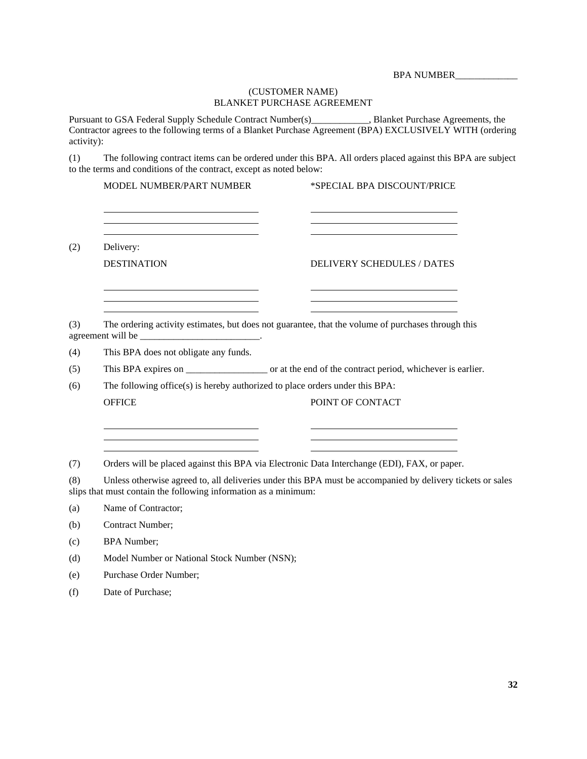BPA NUMBER_____________

(CUSTOMER NAME)
BLANKET PURCHASE AGREEMENT

Pursuant to GSA Federal Supply Schedule Contract Number(s)____________, Blanket Purchase Agreements, the Contractor agrees to the following terms of a Blanket Purchase Agreement (BPA) EXCLUSIVELY WITH (ordering activity):

(1) The following contract items can be ordered under this BPA. All orders placed against this BPA are subject to the terms and conditions of the contract, except as noted below:

| MODEL NUMBER/PART NUMBER | *SPECIAL BPA DISCOUNT/PRICE |
| --- | --- |
| | |
| | |
| | |

(2) Delivery:

| DESTINATION | DELIVERY SCHEDULES / DATES |
| --- | --- |
| | |
| | |
| | |

(3) The ordering activity estimates, but does not guarantee, that the volume of purchases through this agreement will be _________________________.

(4) This BPA does not obligate any funds.

(5) This BPA expires on _________________ or at the end of the contract period, whichever is earlier.

(6) The following office(s) is hereby authorized to place orders under this BPA:

| OFFICE | POINT OF CONTACT |
| --- | --- |
| | |
| | |
| | |

(7) Orders will be placed against this BPA via Electronic Data Interchange (EDI), FAX, or paper.

(8) Unless otherwise agreed to, all deliveries under this BPA must be accompanied by delivery tickets or sales slips that must contain the following information as a minimum:

(a) Name of Contractor;

(b) Contract Number;

(c) BPA Number;

(d) Model Number or National Stock Number (NSN);

(e) Purchase Order Number;

(f) Date of Purchase;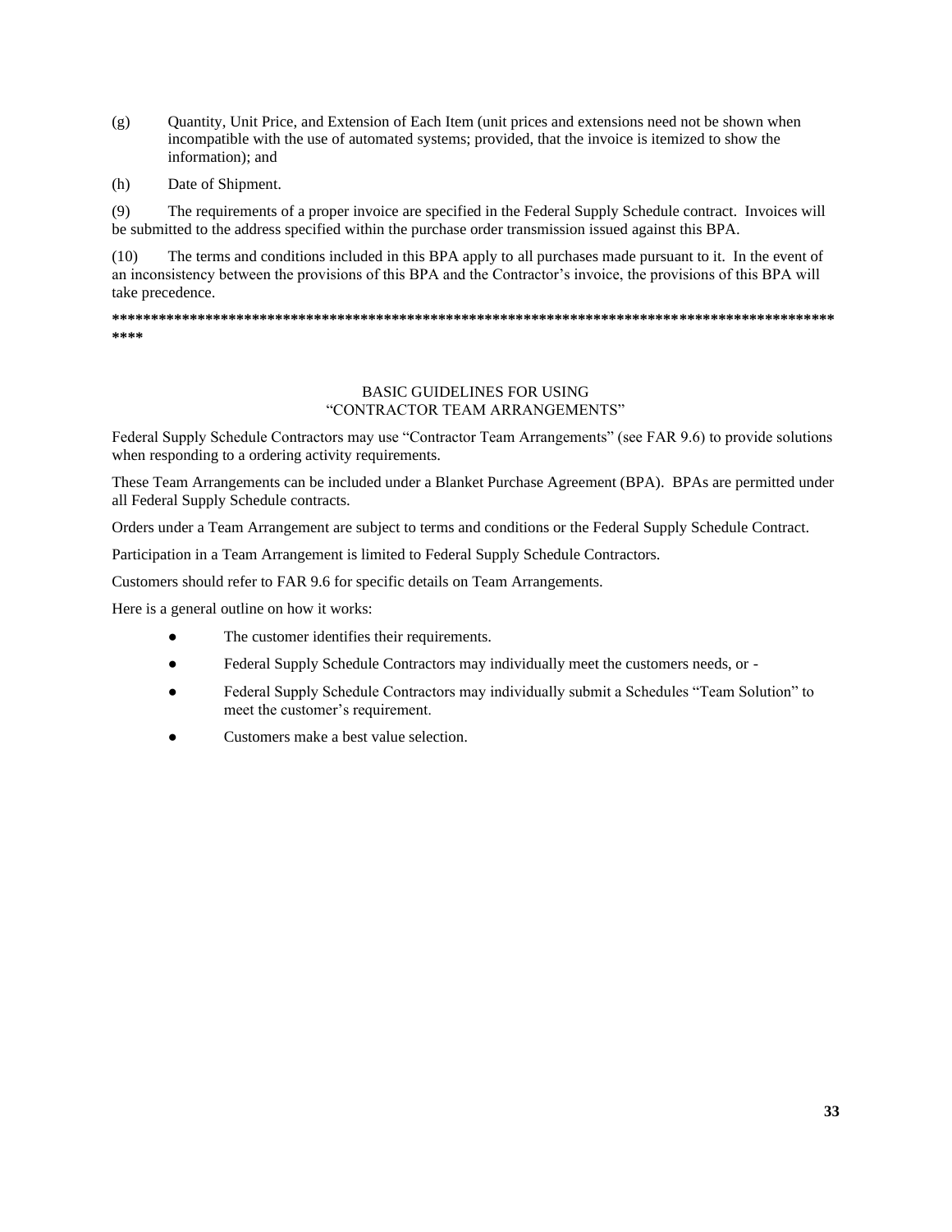(g) Quantity, Unit Price, and Extension of Each Item (unit prices and extensions need not be shown when incompatible with the use of automated systems; provided, that the invoice is itemized to show the information); and

(h) Date of Shipment.

(9) The requirements of a proper invoice are specified in the Federal Supply Schedule contract. Invoices will be submitted to the address specified within the purchase order transmission issued against this BPA.

(10) The terms and conditions included in this BPA apply to all purchases made pursuant to it. In the event of an inconsistency between the provisions of this BPA and the Contractor's invoice, the provisions of this BPA will take precedence.

**************************************************************************************************

## BASIC GUIDELINES FOR USING "CONTRACTOR TEAM ARRANGEMENTS"

Federal Supply Schedule Contractors may use "Contractor Team Arrangements" (see FAR 9.6) to provide solutions when responding to a ordering activity requirements.

These Team Arrangements can be included under a Blanket Purchase Agreement (BPA). BPAs are permitted under all Federal Supply Schedule contracts.

Orders under a Team Arrangement are subject to terms and conditions or the Federal Supply Schedule Contract.

Participation in a Team Arrangement is limited to Federal Supply Schedule Contractors.

Customers should refer to FAR 9.6 for specific details on Team Arrangements.

Here is a general outline on how it works:

- The customer identifies their requirements.
- Federal Supply Schedule Contractors may individually meet the customers needs, or -
- Federal Supply Schedule Contractors may individually submit a Schedules "Team Solution" to meet the customer's requirement.
- Customers make a best value selection.